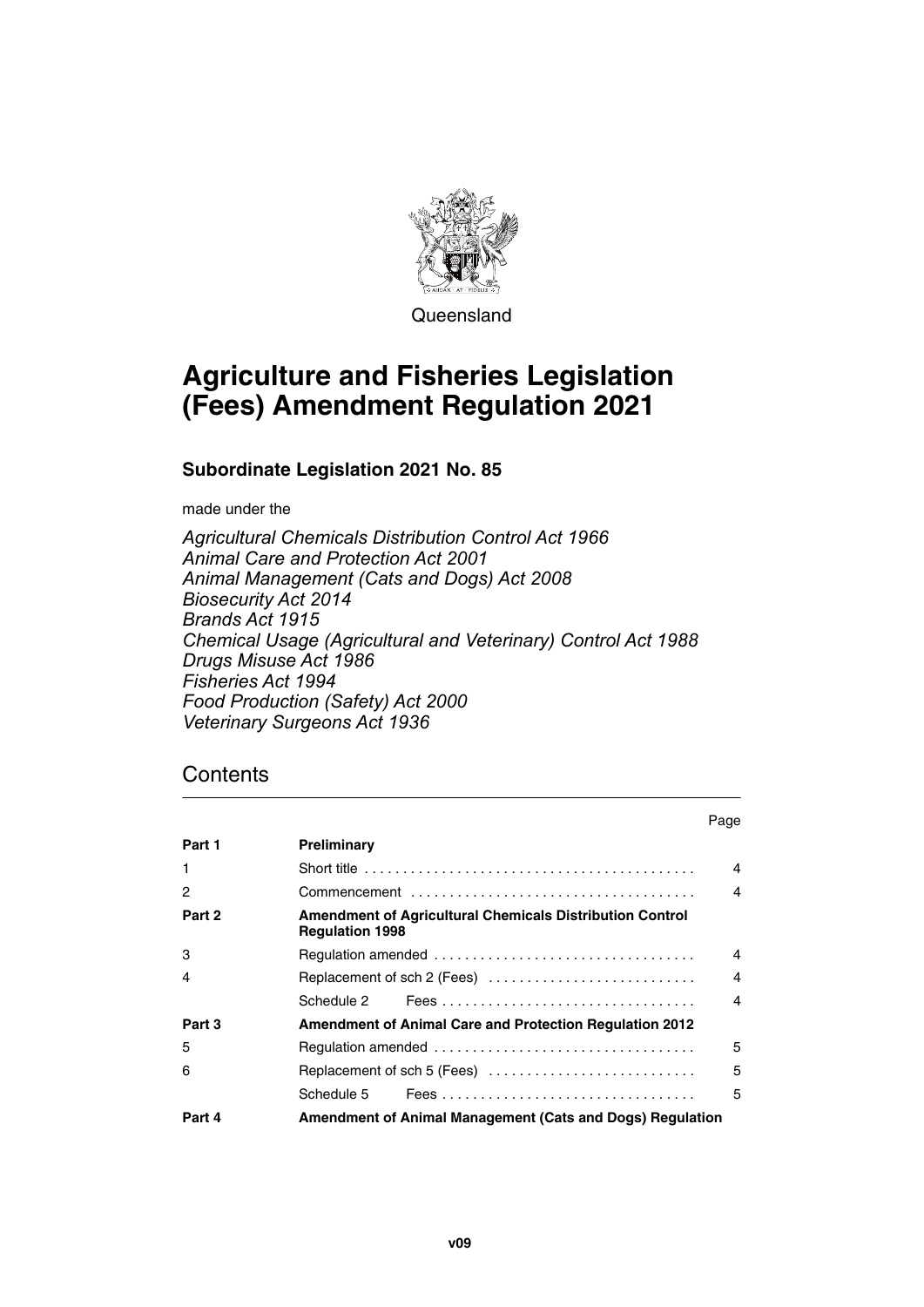Queensland

# Agriculture and Fisheries Legislation (Fees) Amendment Regulation 2021

## Subordinate Legislation 2021 No. 85

made under the

*Agricultural Chemicals Distribution Control Act 1966*
*Animal Care and Protection Act 2001*
*Animal Management (Cats and Dogs) Act 2008*
*Biosecurity Act 2014*
*Brands Act 1915*
*Chemical Usage (Agricultural and Veterinary) Control Act 1988*
*Drugs Misuse Act 1986*
*Fisheries Act 1994*
*Food Production (Safety) Act 2000*
*Veterinary Surgeons Act 1936*

## Contents

| | | Page |
|---|---|---|
| **Part 1** | **Preliminary** | |
| 1 | Short title | 4 |
| 2 | Commencement | 4 |
| **Part 2** | **Amendment of Agricultural Chemicals Distribution Control Regulation 1998** | |
| 3 | Regulation amended | 4 |
| 4 | Replacement of sch 2 (Fees) | 4 |
| | Schedule 2 Fees | 4 |
| **Part 3** | **Amendment of Animal Care and Protection Regulation 2012** | |
| 5 | Regulation amended | 5 |
| 6 | Replacement of sch 5 (Fees) | 5 |
| | Schedule 5 Fees | 5 |
| **Part 4** | **Amendment of Animal Management (Cats and Dogs) Regulation** | |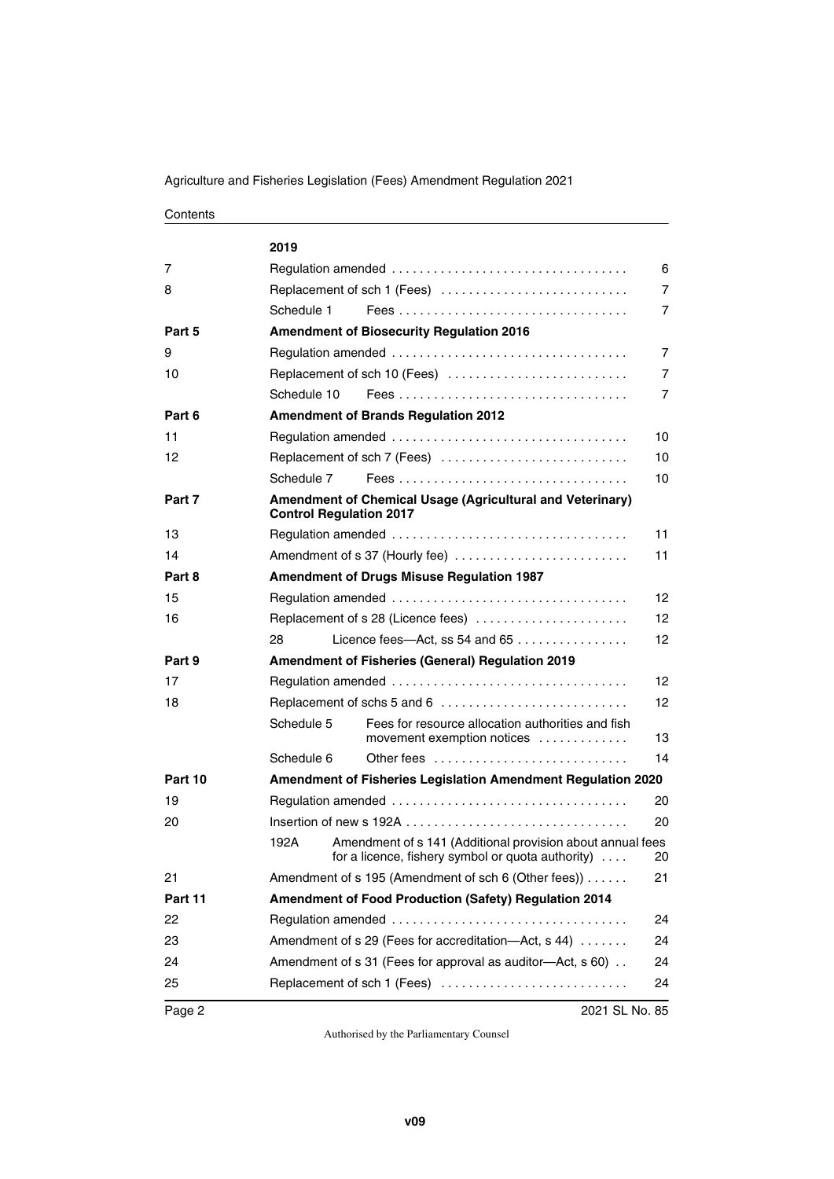| | | | |
|---|---|---|---|
| | **2019** | | |
| 7 | Regulation amended | | 6 |
| 8 | Replacement of sch 1 (Fees) | | 7 |
| | Schedule 1 | Fees | 7 |
| **Part 5** | **Amendment of Biosecurity Regulation 2016** | | |
| 9 | Regulation amended | | 7 |
| 10 | Replacement of sch 10 (Fees) | | 7 |
| | Schedule 10 | Fees | 7 |
| **Part 6** | **Amendment of Brands Regulation 2012** | | |
| 11 | Regulation amended | | 10 |
| 12 | Replacement of sch 7 (Fees) | | 10 |
| | Schedule 7 | Fees | 10 |
| **Part 7** | **Amendment of Chemical Usage (Agricultural and Veterinary) Control Regulation 2017** | | |
| 13 | Regulation amended | | 11 |
| 14 | Amendment of s 37 (Hourly fee) | | 11 |
| **Part 8** | **Amendment of Drugs Misuse Regulation 1987** | | |
| 15 | Regulation amended | | 12 |
| 16 | Replacement of s 28 (Licence fees) | | 12 |
| | 28 | Licence fees—Act, ss 54 and 65 | 12 |
| **Part 9** | **Amendment of Fisheries (General) Regulation 2019** | | |
| 17 | Regulation amended | | 12 |
| 18 | Replacement of schs 5 and 6 | | 12 |
| | Schedule 5 | Fees for resource allocation authorities and fish movement exemption notices | 13 |
| | Schedule 6 | Other fees | 14 |
| **Part 10** | **Amendment of Fisheries Legislation Amendment Regulation 2020** | | |
| 19 | Regulation amended | | 20 |
| 20 | Insertion of new s 192A | | 20 |
| | 192A | Amendment of s 141 (Additional provision about annual fees for a licence, fishery symbol or quota authority) | 20 |
| 21 | Amendment of s 195 (Amendment of sch 6 (Other fees)) | | 21 |
| **Part 11** | **Amendment of Food Production (Safety) Regulation 2014** | | |
| 22 | Regulation amended | | 24 |
| 23 | Amendment of s 29 (Fees for accreditation—Act, s 44) | | 24 |
| 24 | Amendment of s 31 (Fees for approval as auditor—Act, s 60) | | 24 |
| 25 | Replacement of sch 1 (Fees) | | 24 |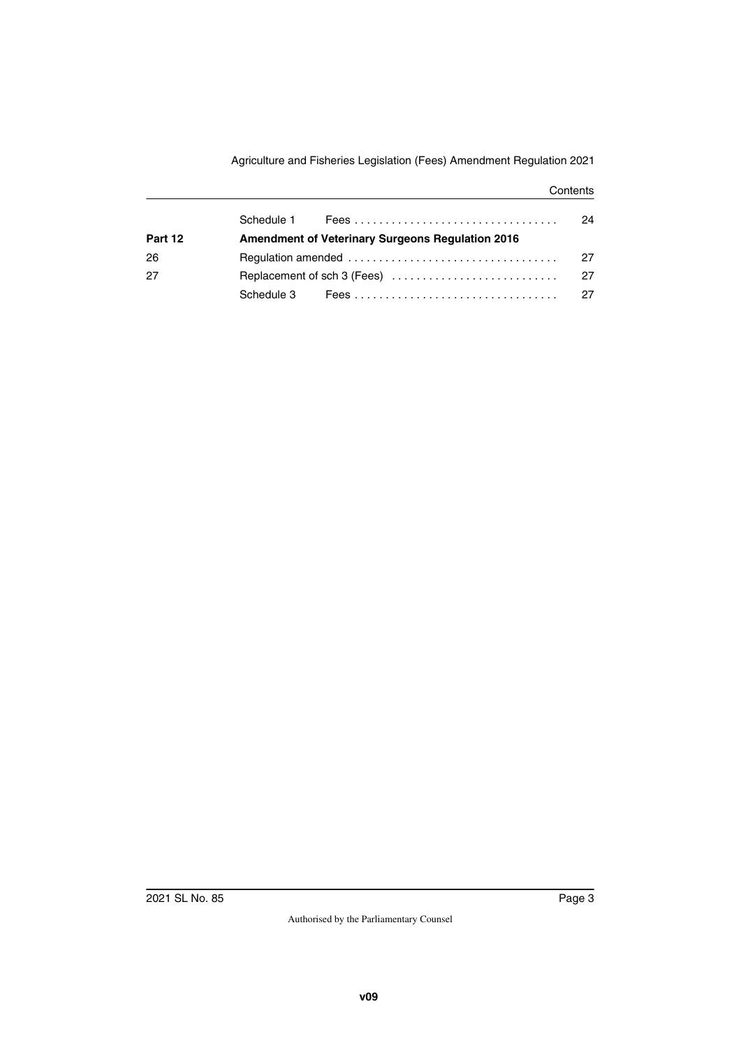| | | | |
|---|---|---|---|
| | Schedule 1 | Fees | 24 |
| **Part 12** | **Amendment of Veterinary Surgeons Regulation 2016** | | |
| 26 | Regulation amended | | 27 |
| 27 | Replacement of sch 3 (Fees) | | 27 |
| | Schedule 3 | Fees | 27 |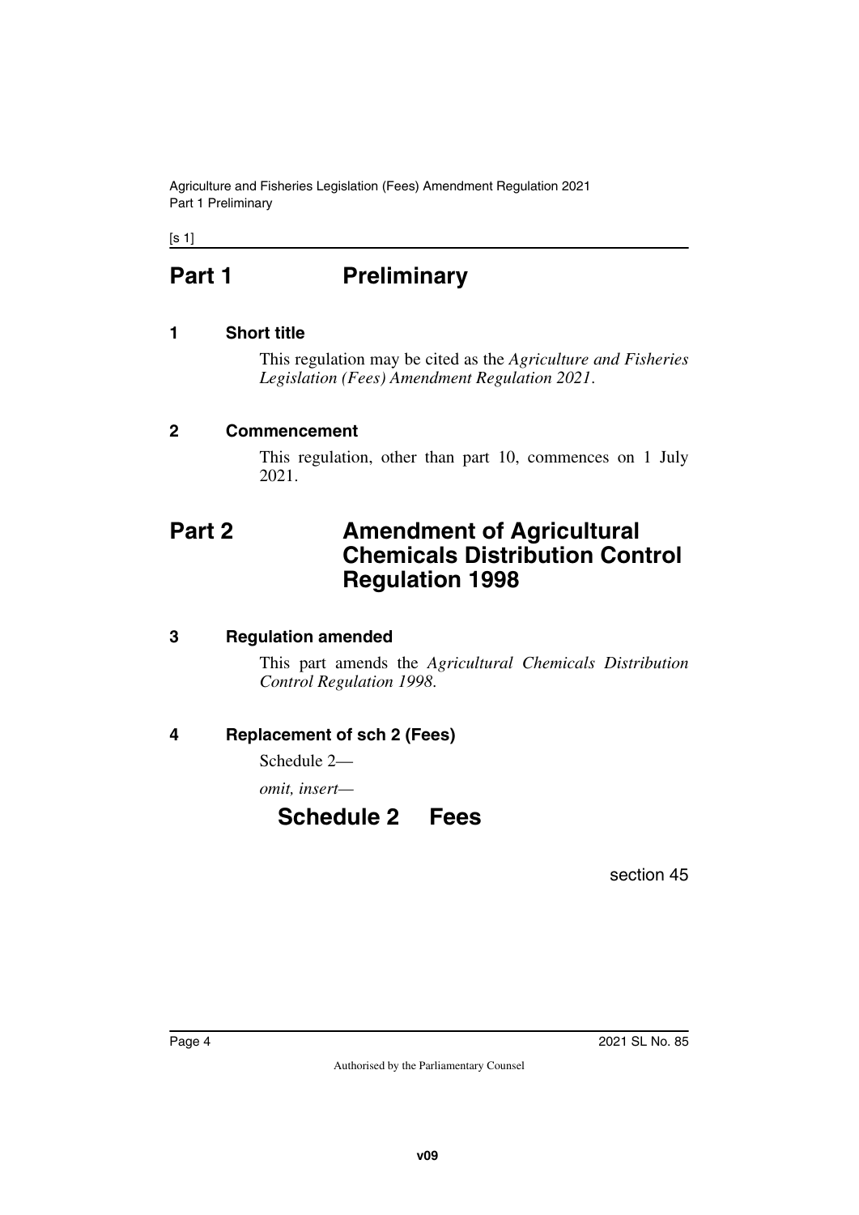# Part 1 Preliminary

## 1 Short title

This regulation may be cited as the *Agriculture and Fisheries Legislation (Fees) Amendment Regulation 2021*.

## 2 Commencement

This regulation, other than part 10, commences on 1 July 2021.

# Part 2 Amendment of Agricultural Chemicals Distribution Control Regulation 1998

## 3 Regulation amended

This part amends the *Agricultural Chemicals Distribution Control Regulation 1998*.

## 4 Replacement of sch 2 (Fees)

Schedule 2—

*omit, insert—*

## Schedule 2 Fees

section 45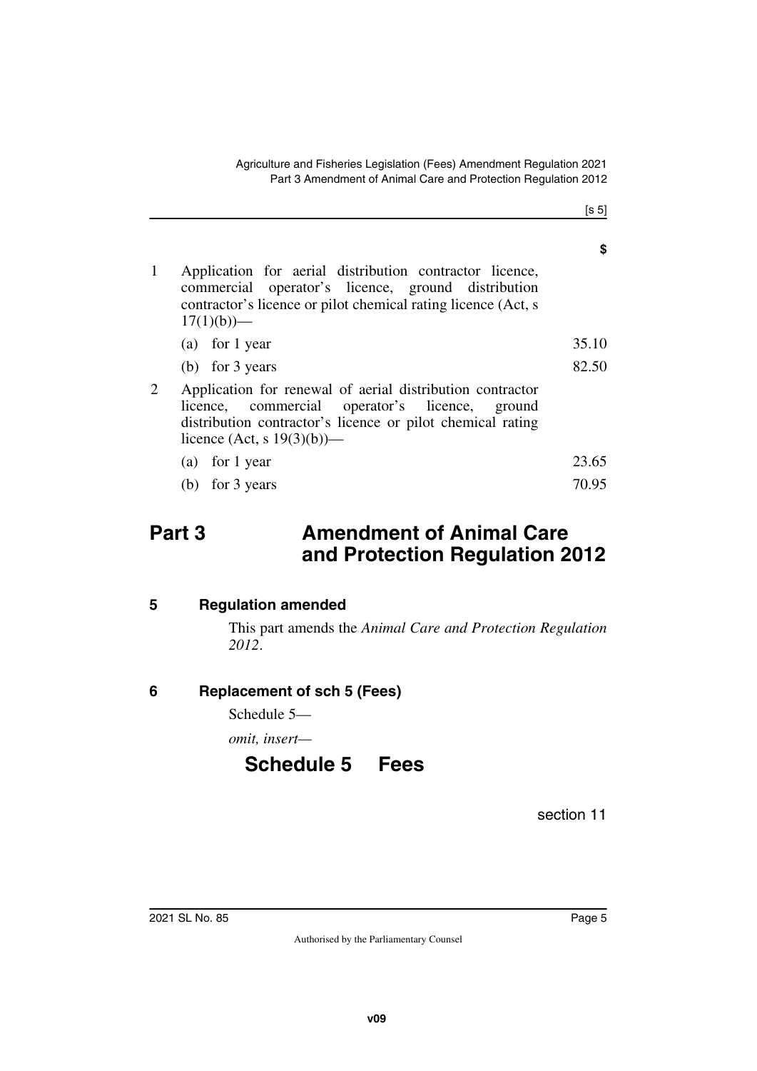| | | $ |
|---|---|---|
| 1 | Application for aerial distribution contractor licence, commercial operator's licence, ground distribution contractor's licence or pilot chemical rating licence (Act, s 17(1)(b))— | |
| | (a) for 1 year | 35.10 |
| | (b) for 3 years | 82.50 |
| 2 | Application for renewal of aerial distribution contractor licence, commercial operator's licence, ground distribution contractor's licence or pilot chemical rating licence (Act, s 19(3)(b))— | |
| | (a) for 1 year | 23.65 |
| | (b) for 3 years | 70.95 |

# Part 3 Amendment of Animal Care and Protection Regulation 2012

## 5 Regulation amended

This part amends the *Animal Care and Protection Regulation 2012*.

## 6 Replacement of sch 5 (Fees)

Schedule 5—

*omit, insert—*

# Schedule 5 Fees

section 11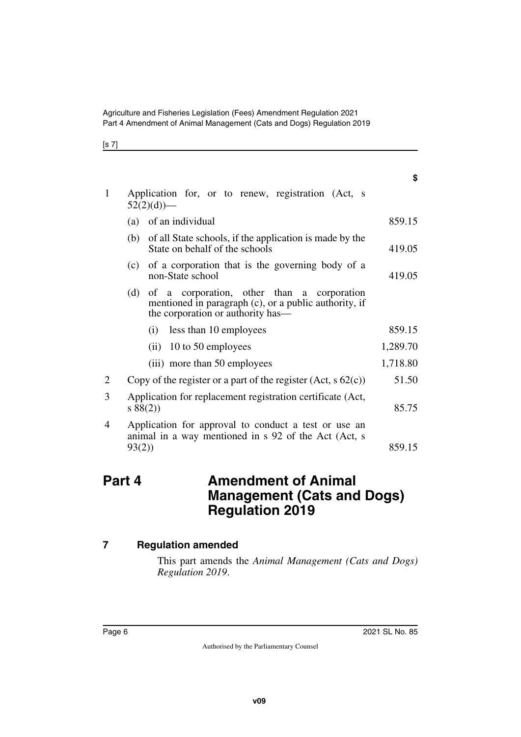| | | $ |
|---|---|---|
| 1 | Application for, or to renew, registration (Act, s 52(2)(d))— | |
| | (a) of an individual | 859.15 |
| | (b) of all State schools, if the application is made by the State on behalf of the schools | 419.05 |
| | (c) of a corporation that is the governing body of a non-State school | 419.05 |
| | (d) of a corporation, other than a corporation mentioned in paragraph (c), or a public authority, if the corporation or authority has— | |
| | (i) less than 10 employees | 859.15 |
| | (ii) 10 to 50 employees | 1,289.70 |
| | (iii) more than 50 employees | 1,718.80 |
| 2 | Copy of the register or a part of the register (Act, s 62(c)) | 51.50 |
| 3 | Application for replacement registration certificate (Act, s 88(2)) | 85.75 |
| 4 | Application for approval to conduct a test or use an animal in a way mentioned in s 92 of the Act (Act, s 93(2)) | 859.15 |

# Part 4 Amendment of Animal Management (Cats and Dogs) Regulation 2019

## 7 Regulation amended

This part amends the *Animal Management (Cats and Dogs) Regulation 2019*.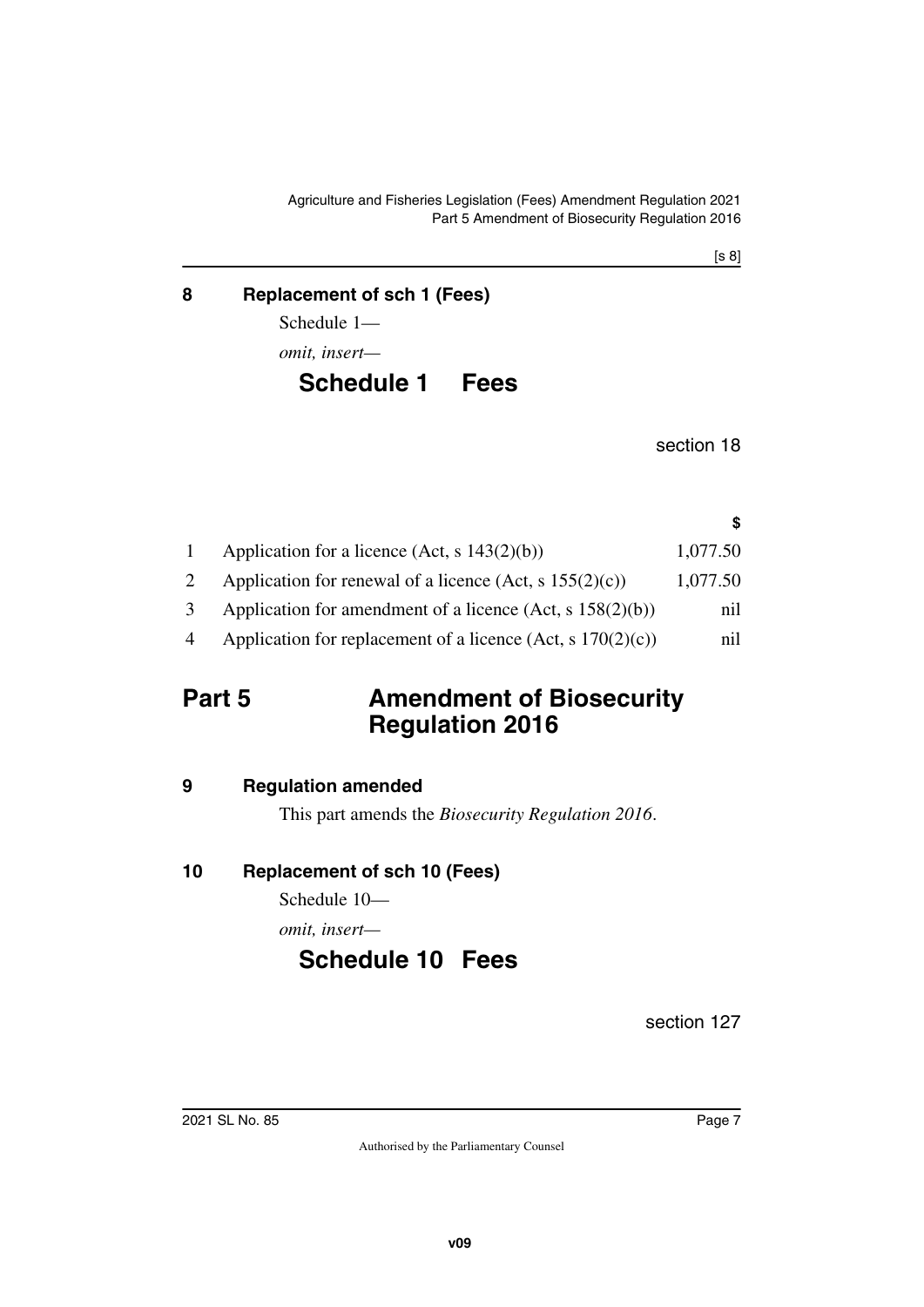[s 8]

**8 Replacement of sch 1 (Fees)**

Schedule 1—

*omit, insert—*

## Schedule 1 Fees

section 18

| | | $ |
|---|---|---|
| 1 | Application for a licence (Act, s 143(2)(b)) | 1,077.50 |
| 2 | Application for renewal of a licence (Act, s 155(2)(c)) | 1,077.50 |
| 3 | Application for amendment of a licence (Act, s 158(2)(b)) | nil |
| 4 | Application for replacement of a licence (Act, s 170(2)(c)) | nil |

# Part 5 Amendment of Biosecurity Regulation 2016

**9 Regulation amended**

This part amends the *Biosecurity Regulation 2016*.

**10 Replacement of sch 10 (Fees)**

Schedule 10—

*omit, insert—*

## Schedule 10 Fees

section 127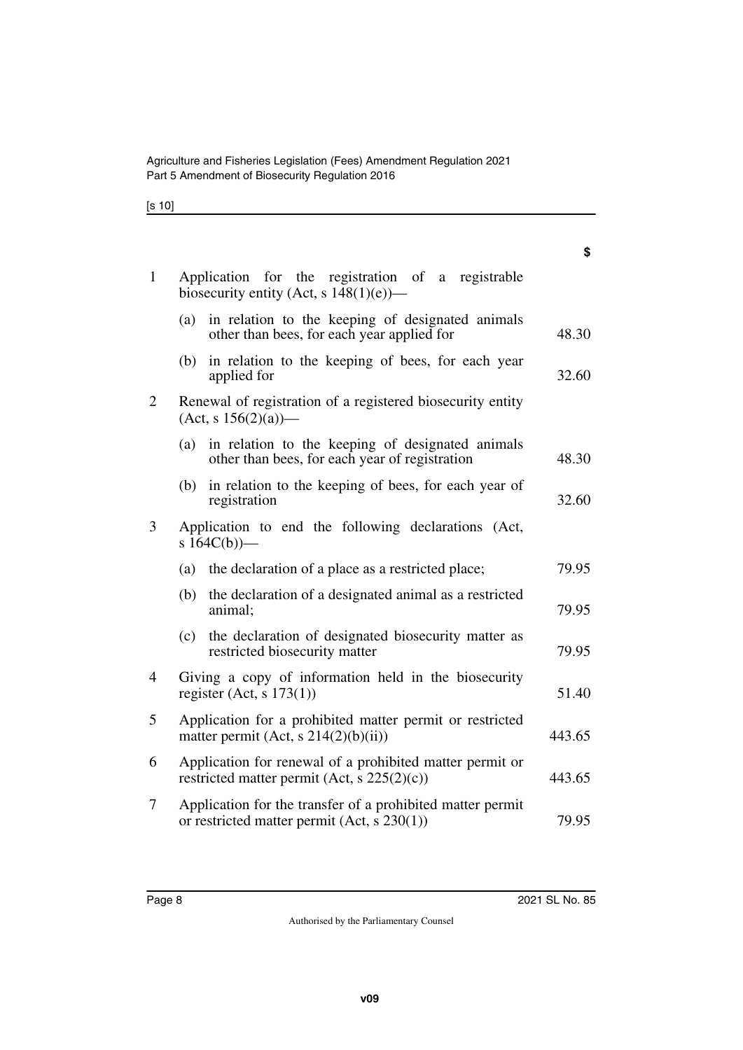| | | $ |
|---|---|---|
| 1 | Application for the registration of a registrable biosecurity entity (Act, s 148(1)(e))— | |
| | (a) in relation to the keeping of designated animals other than bees, for each year applied for | 48.30 |
| | (b) in relation to the keeping of bees, for each year applied for | 32.60 |
| 2 | Renewal of registration of a registered biosecurity entity (Act, s 156(2)(a))— | |
| | (a) in relation to the keeping of designated animals other than bees, for each year of registration | 48.30 |
| | (b) in relation to the keeping of bees, for each year of registration | 32.60 |
| 3 | Application to end the following declarations (Act, s 164C(b))— | |
| | (a) the declaration of a place as a restricted place; | 79.95 |
| | (b) the declaration of a designated animal as a restricted animal; | 79.95 |
| | (c) the declaration of designated biosecurity matter as restricted biosecurity matter | 79.95 |
| 4 | Giving a copy of information held in the biosecurity register (Act, s 173(1)) | 51.40 |
| 5 | Application for a prohibited matter permit or restricted matter permit (Act, s 214(2)(b)(ii)) | 443.65 |
| 6 | Application for renewal of a prohibited matter permit or restricted matter permit (Act, s 225(2)(c)) | 443.65 |
| 7 | Application for the transfer of a prohibited matter permit or restricted matter permit (Act, s 230(1)) | 79.95 |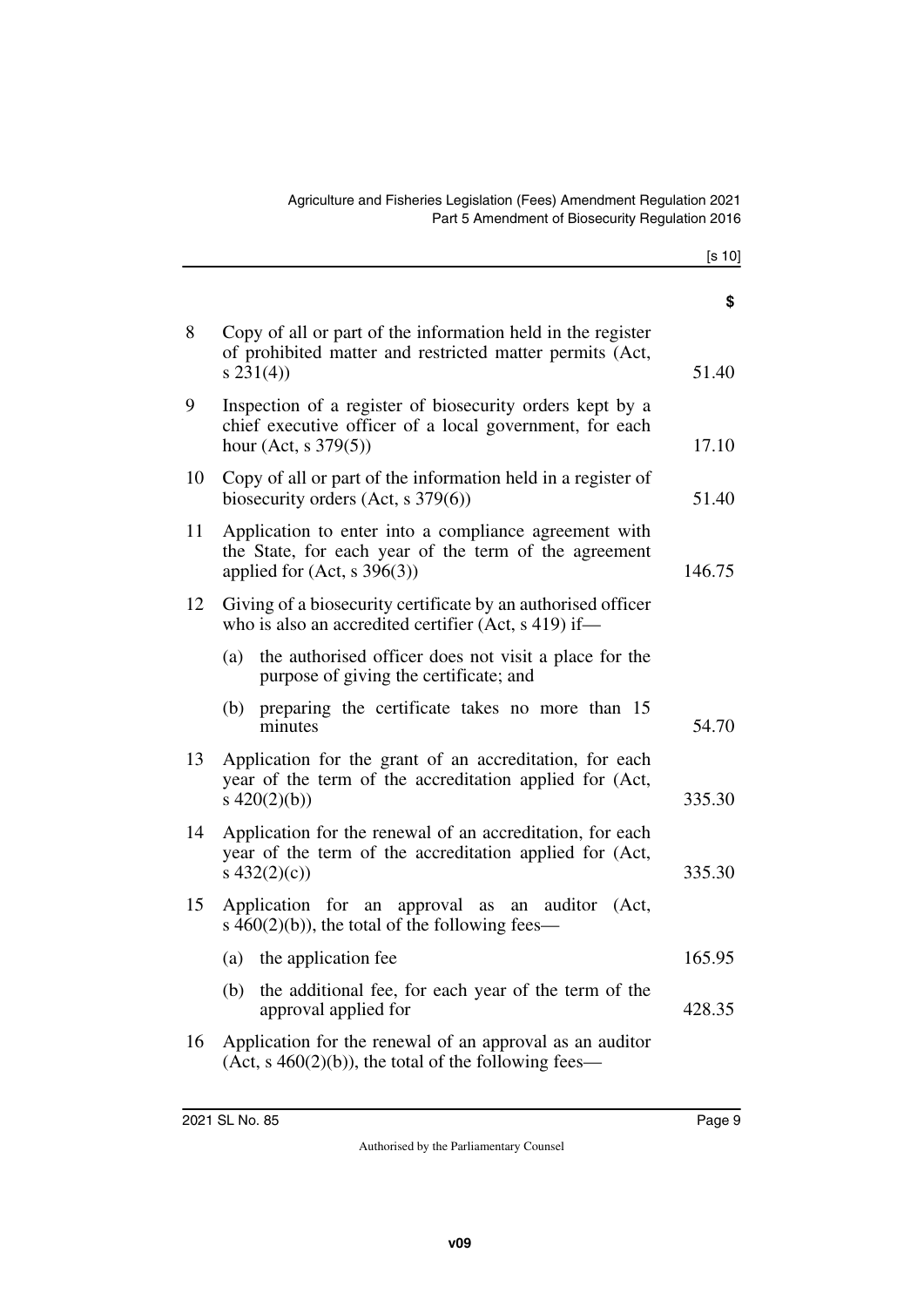| | | $ |
|---|---|---|
| 8 | Copy of all or part of the information held in the register of prohibited matter and restricted matter permits (Act, s 231(4)) | 51.40 |
| 9 | Inspection of a register of biosecurity orders kept by a chief executive officer of a local government, for each hour (Act, s 379(5)) | 17.10 |
| 10 | Copy of all or part of the information held in a register of biosecurity orders (Act, s 379(6)) | 51.40 |
| 11 | Application to enter into a compliance agreement with the State, for each year of the term of the agreement applied for (Act, s 396(3)) | 146.75 |
| 12 | Giving of a biosecurity certificate by an authorised officer who is also an accredited certifier (Act, s 419) if— | |
| | (a) the authorised officer does not visit a place for the purpose of giving the certificate; and | |
| | (b) preparing the certificate takes no more than 15 minutes | 54.70 |
| 13 | Application for the grant of an accreditation, for each year of the term of the accreditation applied for (Act, s 420(2)(b)) | 335.30 |
| 14 | Application for the renewal of an accreditation, for each year of the term of the accreditation applied for (Act, s 432(2)(c)) | 335.30 |
| 15 | Application for an approval as an auditor (Act, s 460(2)(b)), the total of the following fees— | |
| | (a) the application fee | 165.95 |
| | (b) the additional fee, for each year of the term of the approval applied for | 428.35 |
| 16 | Application for the renewal of an approval as an auditor (Act, s 460(2)(b)), the total of the following fees— | |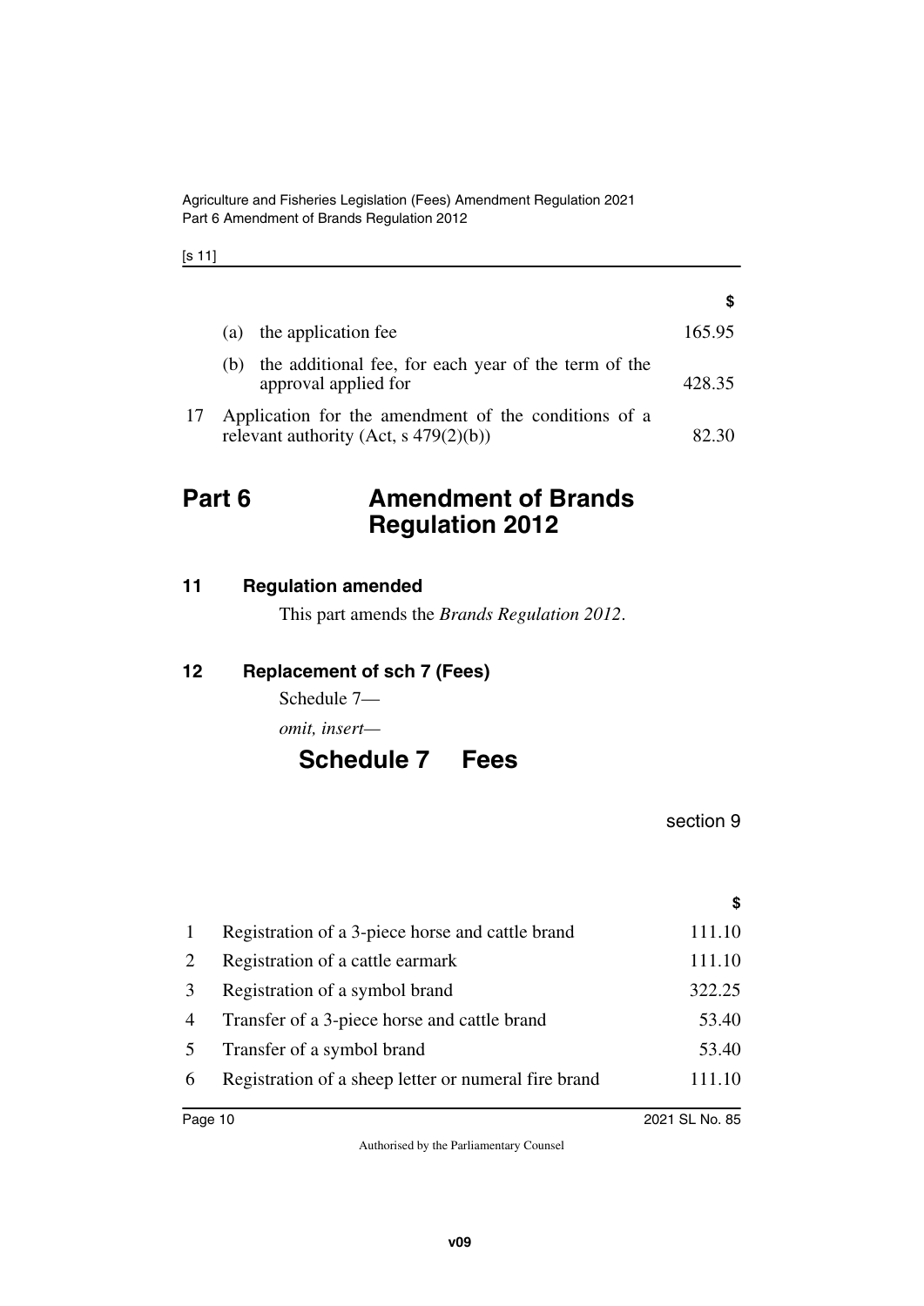|  |  | $ |
|---|---|---|
|  | (a) the application fee | 165.95 |
|  | (b) the additional fee, for each year of the term of the approval applied for | 428.35 |
| 17 | Application for the amendment of the conditions of a relevant authority (Act, s 479(2)(b)) | 82.30 |

# Part 6 Amendment of Brands Regulation 2012

### 11 Regulation amended

This part amends the *Brands Regulation 2012*.

### 12 Replacement of sch 7 (Fees)

Schedule 7—

*omit, insert—*

## Schedule 7 Fees

section 9

|  |  | $ |
|---|---|---|
| 1 | Registration of a 3-piece horse and cattle brand | 111.10 |
| 2 | Registration of a cattle earmark | 111.10 |
| 3 | Registration of a symbol brand | 322.25 |
| 4 | Transfer of a 3-piece horse and cattle brand | 53.40 |
| 5 | Transfer of a symbol brand | 53.40 |
| 6 | Registration of a sheep letter or numeral fire brand | 111.10 |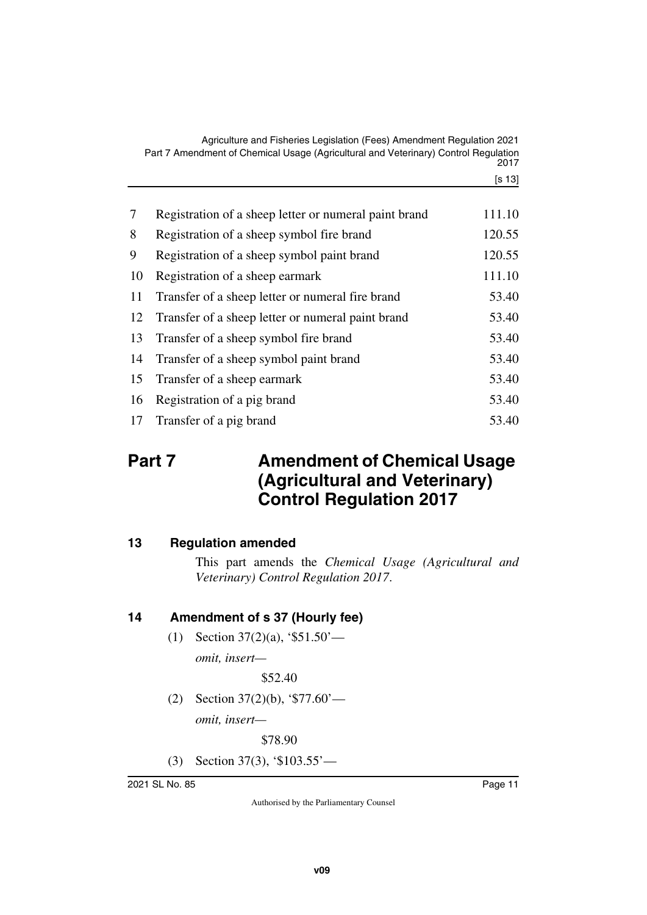| | | |
|---|---|---|
| 7 | Registration of a sheep letter or numeral paint brand | 111.10 |
| 8 | Registration of a sheep symbol fire brand | 120.55 |
| 9 | Registration of a sheep symbol paint brand | 120.55 |
| 10 | Registration of a sheep earmark | 111.10 |
| 11 | Transfer of a sheep letter or numeral fire brand | 53.40 |
| 12 | Transfer of a sheep letter or numeral paint brand | 53.40 |
| 13 | Transfer of a sheep symbol fire brand | 53.40 |
| 14 | Transfer of a sheep symbol paint brand | 53.40 |
| 15 | Transfer of a sheep earmark | 53.40 |
| 16 | Registration of a pig brand | 53.40 |
| 17 | Transfer of a pig brand | 53.40 |

# Part 7 Amendment of Chemical Usage (Agricultural and Veterinary) Control Regulation 2017

## 13 Regulation amended

This part amends the *Chemical Usage (Agricultural and Veterinary) Control Regulation 2017*.

## 14 Amendment of s 37 (Hourly fee)

(1) Section 37(2)(a), '$51.50'—

*omit, insert—*

$52.40

(2) Section 37(2)(b), '$77.60'—

*omit, insert—*

$78.90

(3) Section 37(3), '$103.55'—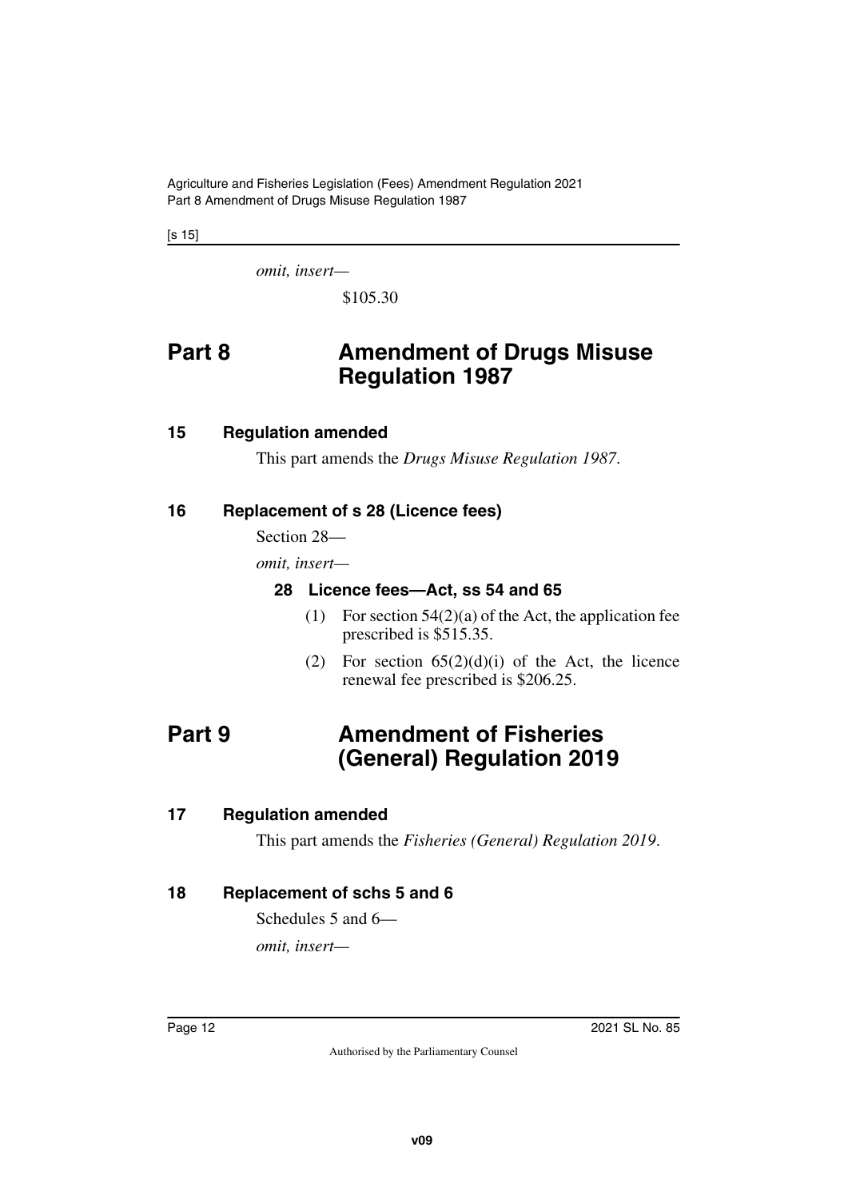*omit, insert—*

$105.30

# Part 8 Amendment of Drugs Misuse Regulation 1987

## 15 Regulation amended

This part amends the *Drugs Misuse Regulation 1987*.

## 16 Replacement of s 28 (Licence fees)

Section 28—

*omit, insert—*

### 28 Licence fees—Act, ss 54 and 65

(1) For section 54(2)(a) of the Act, the application fee prescribed is $515.35.

(2) For section 65(2)(d)(i) of the Act, the licence renewal fee prescribed is $206.25.

# Part 9 Amendment of Fisheries (General) Regulation 2019

## 17 Regulation amended

This part amends the *Fisheries (General) Regulation 2019*.

## 18 Replacement of schs 5 and 6

Schedules 5 and 6—

*omit, insert—*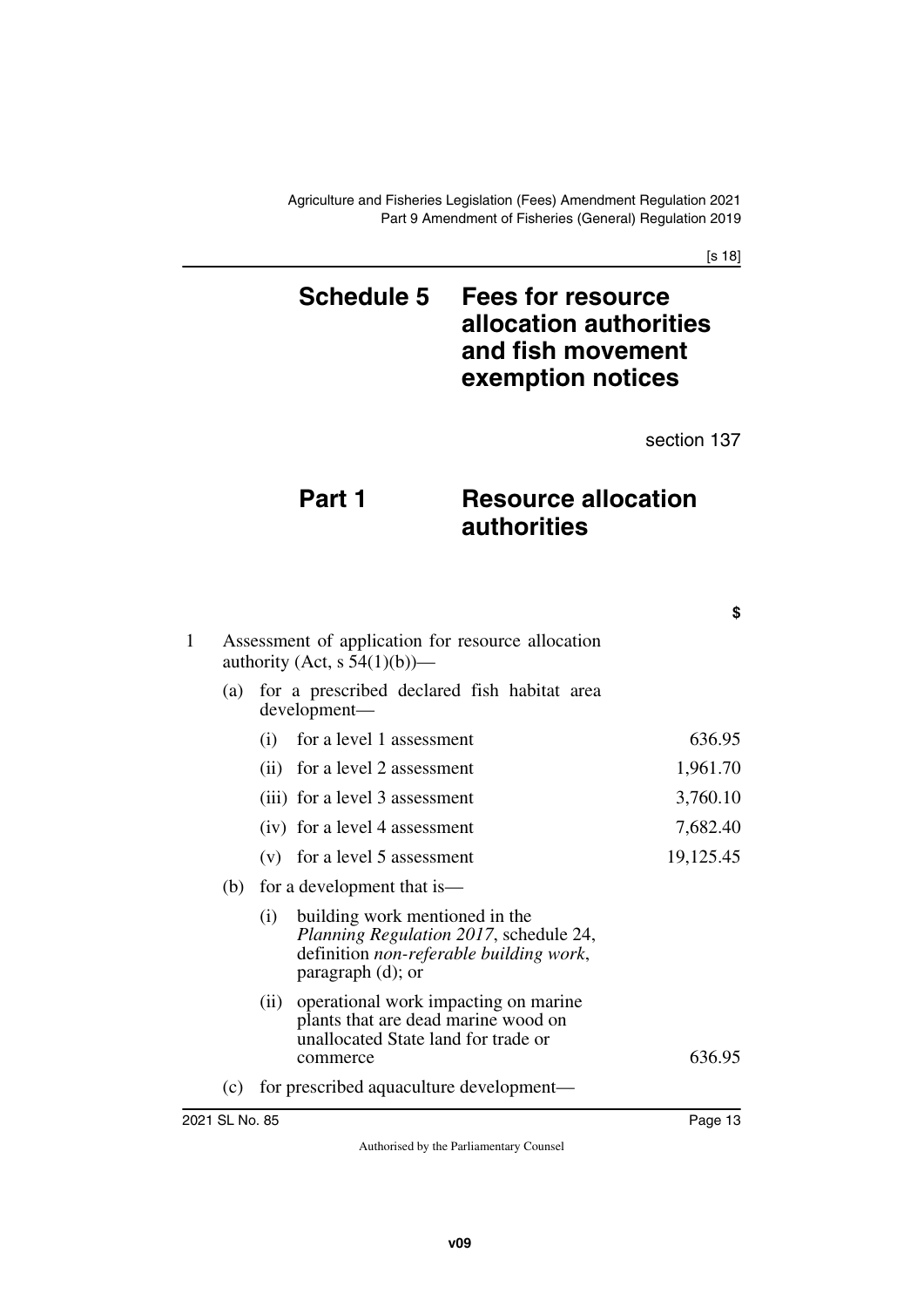# Schedule 5 Fees for resource allocation authorities and fish movement exemption notices

section 137

## Part 1 Resource allocation authorities

| | $ |
|---|---|
| 1 Assessment of application for resource allocation authority (Act, s 54(1)(b))— | |
| (a) for a prescribed declared fish habitat area development— | |
| (i) for a level 1 assessment | 636.95 |
| (ii) for a level 2 assessment | 1,961.70 |
| (iii) for a level 3 assessment | 3,760.10 |
| (iv) for a level 4 assessment | 7,682.40 |
| (v) for a level 5 assessment | 19,125.45 |
| (b) for a development that is— | |
| (i) building work mentioned in the *Planning Regulation 2017*, schedule 24, definition *non-referable building work*, paragraph (d); or | |
| (ii) operational work impacting on marine plants that are dead marine wood on unallocated State land for trade or commerce | 636.95 |
| (c) for prescribed aquaculture development— | |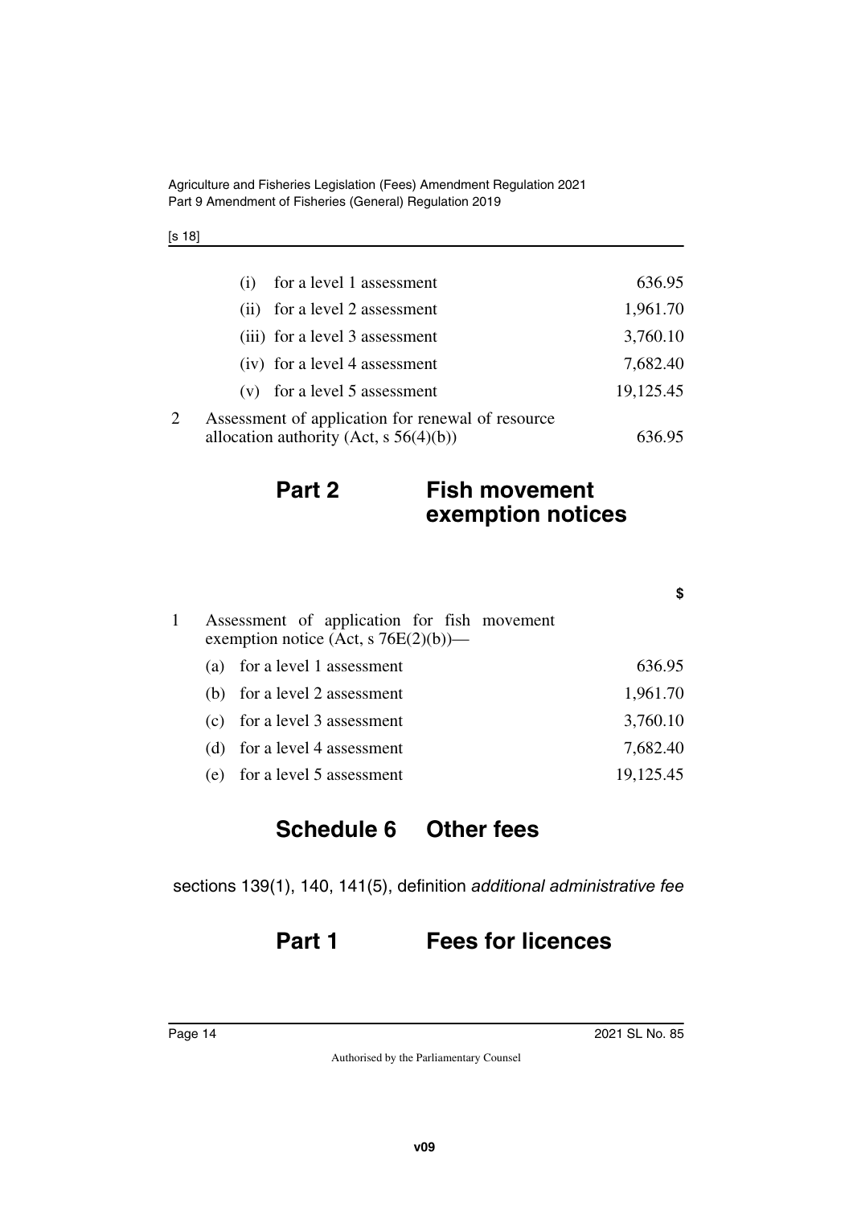| | | |
|---|---|---|
| | (i) for a level 1 assessment | 636.95 |
| | (ii) for a level 2 assessment | 1,961.70 |
| | (iii) for a level 3 assessment | 3,760.10 |
| | (iv) for a level 4 assessment | 7,682.40 |
| | (v) for a level 5 assessment | 19,125.45 |
| 2 | Assessment of application for renewal of resource allocation authority (Act, s 56(4)(b)) | 636.95 |

## Part 2 Fish movement exemption notices

| | | $ |
|---|---|---|
| 1 | Assessment of application for fish movement exemption notice (Act, s 76E(2)(b))— | |
| | (a) for a level 1 assessment | 636.95 |
| | (b) for a level 2 assessment | 1,961.70 |
| | (c) for a level 3 assessment | 3,760.10 |
| | (d) for a level 4 assessment | 7,682.40 |
| | (e) for a level 5 assessment | 19,125.45 |

# Schedule 6 Other fees

sections 139(1), 140, 141(5), definition *additional administrative fee*

## Part 1 Fees for licences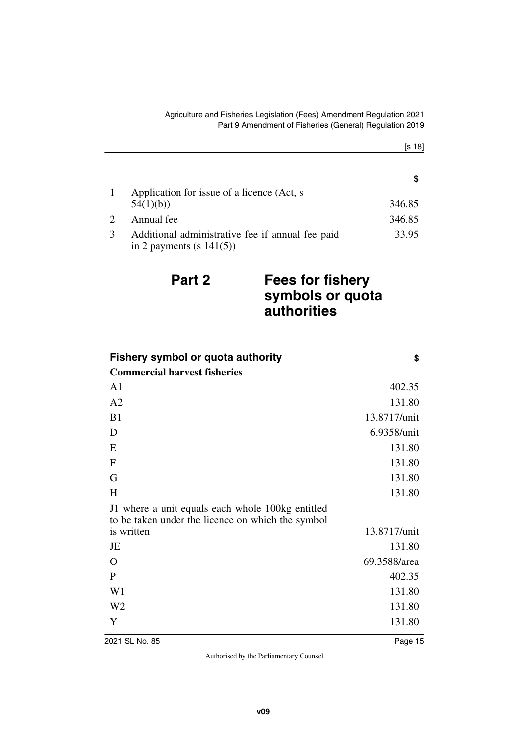| | | $ |
|---|---|---|
| 1 | Application for issue of a licence (Act, s 54(1)(b)) | 346.85 |
| 2 | Annual fee | 346.85 |
| 3 | Additional administrative fee if annual fee paid in 2 payments (s 141(5)) | 33.95 |

## Part 2 Fees for fishery symbols or quota authorities

| **Fishery symbol or quota authority** | **$** |
|---|---|
| **Commercial harvest fisheries** | |
| A1 | 402.35 |
| A2 | 131.80 |
| B1 | 13.8717/unit |
| D | 6.9358/unit |
| E | 131.80 |
| F | 131.80 |
| G | 131.80 |
| H | 131.80 |
| J1 where a unit equals each whole 100kg entitled to be taken under the licence on which the symbol is written | 13.8717/unit |
| JE | 131.80 |
| O | 69.3588/area |
| P | 402.35 |
| W1 | 131.80 |
| W2 | 131.80 |
| Y | 131.80 |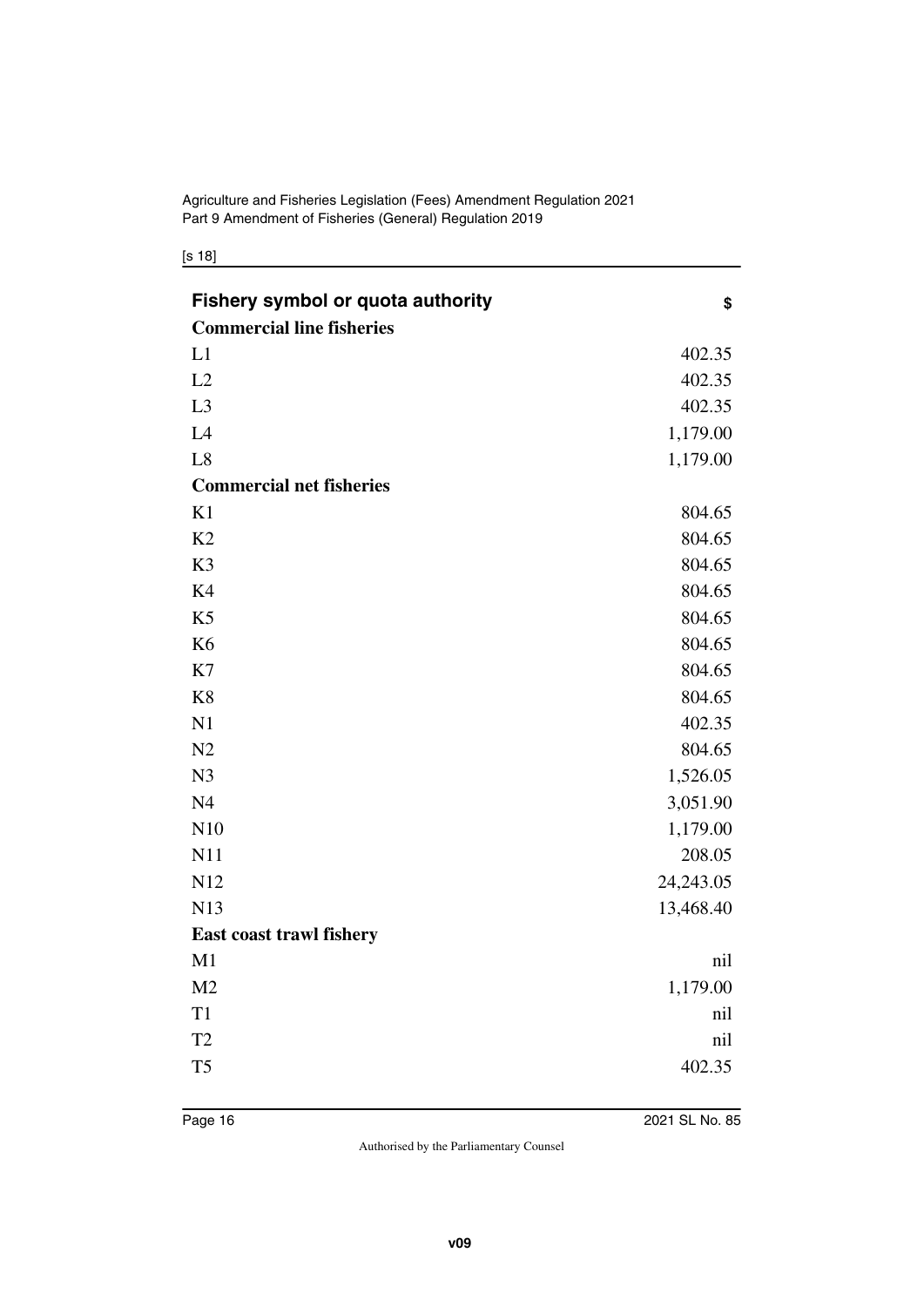| Fishery symbol or quota authority | $ |
|---|---|
| **Commercial line fisheries** | |
| L1 | 402.35 |
| L2 | 402.35 |
| L3 | 402.35 |
| L4 | 1,179.00 |
| L8 | 1,179.00 |
| **Commercial net fisheries** | |
| K1 | 804.65 |
| K2 | 804.65 |
| K3 | 804.65 |
| K4 | 804.65 |
| K5 | 804.65 |
| K6 | 804.65 |
| K7 | 804.65 |
| K8 | 804.65 |
| N1 | 402.35 |
| N2 | 804.65 |
| N3 | 1,526.05 |
| N4 | 3,051.90 |
| N10 | 1,179.00 |
| N11 | 208.05 |
| N12 | 24,243.05 |
| N13 | 13,468.40 |
| **East coast trawl fishery** | |
| M1 | nil |
| M2 | 1,179.00 |
| T1 | nil |
| T2 | nil |
| T5 | 402.35 |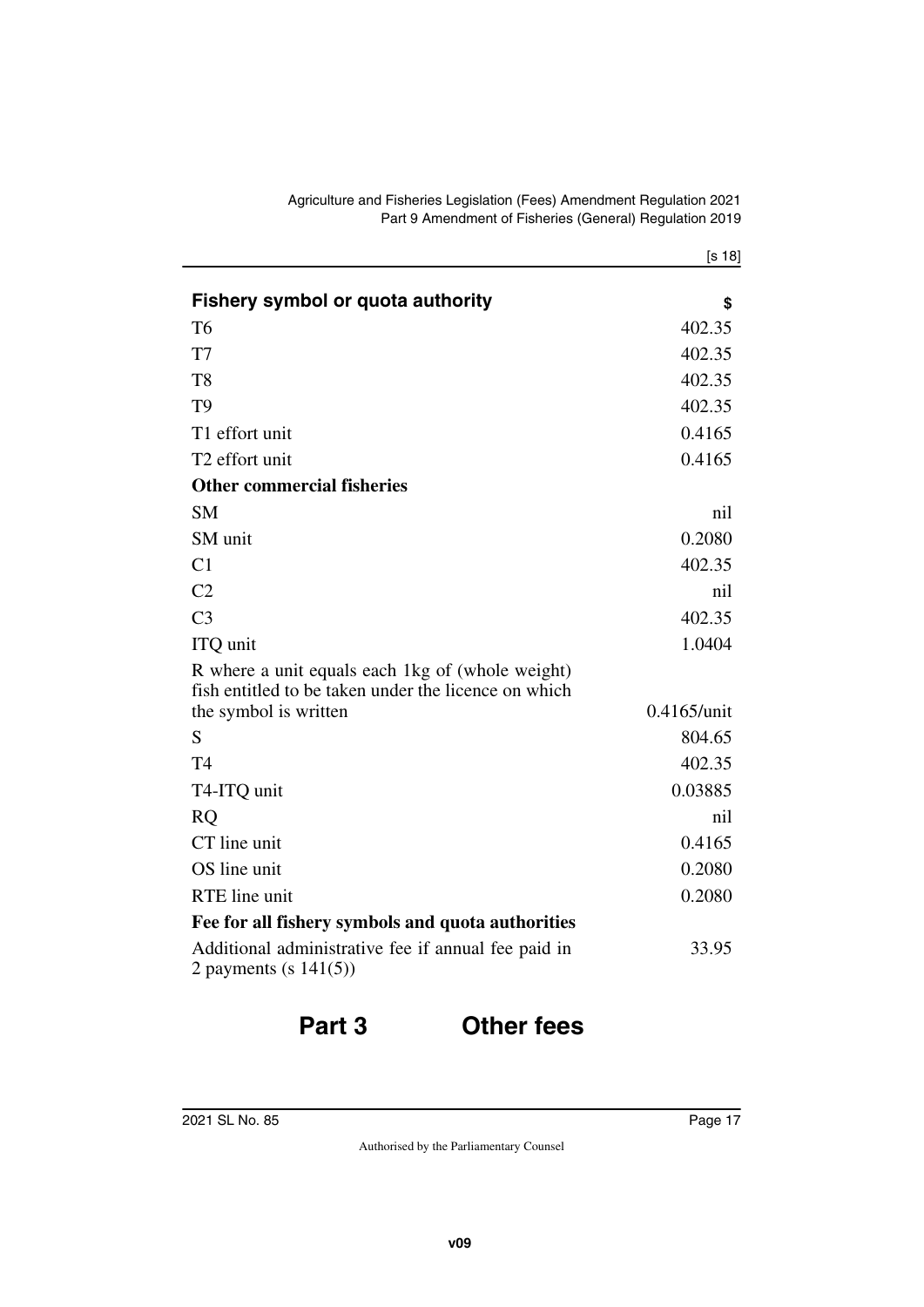| Fishery symbol or quota authority | $ |
|---|---|
| T6 | 402.35 |
| T7 | 402.35 |
| T8 | 402.35 |
| T9 | 402.35 |
| T1 effort unit | 0.4165 |
| T2 effort unit | 0.4165 |
| **Other commercial fisheries** | |
| SM | nil |
| SM unit | 0.2080 |
| C1 | 402.35 |
| C2 | nil |
| C3 | 402.35 |
| ITQ unit | 1.0404 |
| R where a unit equals each 1kg of (whole weight) fish entitled to be taken under the licence on which the symbol is written | 0.4165/unit |
| S | 804.65 |
| T4 | 402.35 |
| T4-ITQ unit | 0.03885 |
| RQ | nil |
| CT line unit | 0.4165 |
| OS line unit | 0.2080 |
| RTE line unit | 0.2080 |
| **Fee for all fishery symbols and quota authorities** | |
| Additional administrative fee if annual fee paid in 2 payments (s 141(5)) | 33.95 |

## Part 3 Other fees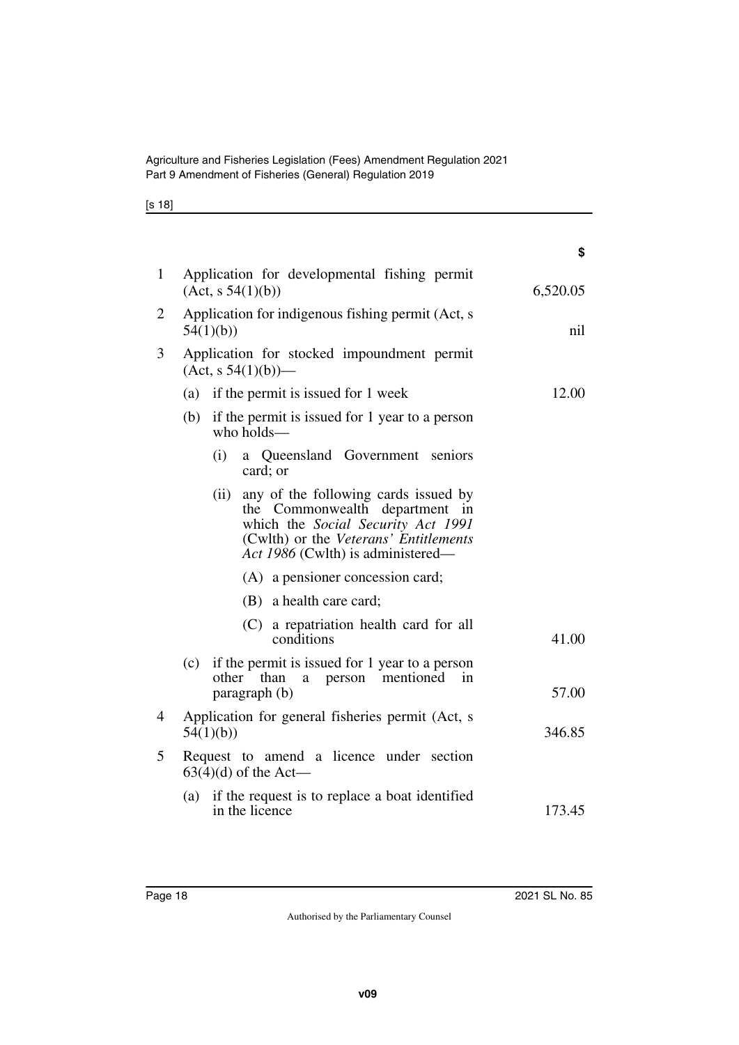| | | $ |
|---|---|---|
| 1 | Application for developmental fishing permit (Act, s 54(1)(b)) | 6,520.05 |
| 2 | Application for indigenous fishing permit (Act, s 54(1)(b)) | nil |
| 3 | Application for stocked impoundment permit (Act, s 54(1)(b))— | |
| | (a) if the permit is issued for 1 week | 12.00 |
| | (b) if the permit is issued for 1 year to a person who holds— | |
| | (i) a Queensland Government seniors card; or | |
| | (ii) any of the following cards issued by the Commonwealth department in which the *Social Security Act 1991* (Cwlth) or the *Veterans' Entitlements Act 1986* (Cwlth) is administered— | |
| | (A) a pensioner concession card; | |
| | (B) a health care card; | |
| | (C) a repatriation health card for all conditions | 41.00 |
| | (c) if the permit is issued for 1 year to a person other than a person mentioned in paragraph (b) | 57.00 |
| 4 | Application for general fisheries permit (Act, s 54(1)(b)) | 346.85 |
| 5 | Request to amend a licence under section 63(4)(d) of the Act— | |
| | (a) if the request is to replace a boat identified in the licence | 173.45 |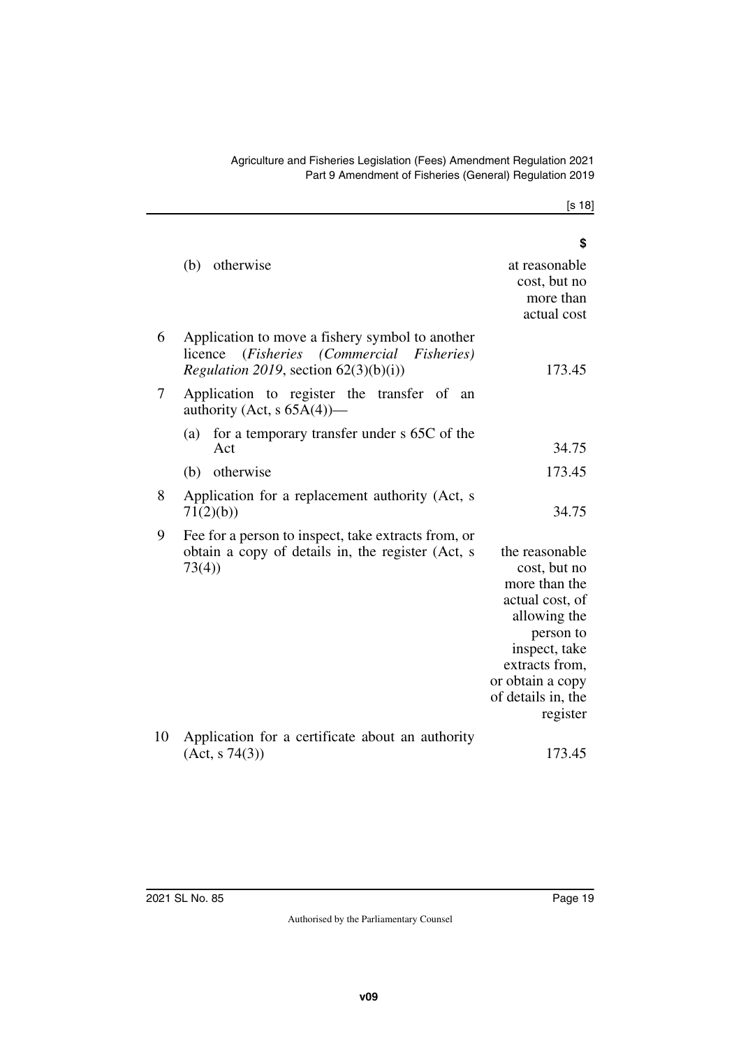| | | $ |
|---|---|---|
| | (b) otherwise | at reasonable cost, but no more than actual cost |
| 6 | Application to move a fishery symbol to another licence (*Fisheries (Commercial Fisheries) Regulation 2019*, section 62(3)(b)(i)) | 173.45 |
| 7 | Application to register the transfer of an authority (Act, s 65A(4))— | |
| | (a) for a temporary transfer under s 65C of the Act | 34.75 |
| | (b) otherwise | 173.45 |
| 8 | Application for a replacement authority (Act, s 71(2)(b)) | 34.75 |
| 9 | Fee for a person to inspect, take extracts from, or obtain a copy of details in, the register (Act, s 73(4)) | the reasonable cost, but no more than the actual cost, of allowing the person to inspect, take extracts from, or obtain a copy of details in, the register |
| 10 | Application for a certificate about an authority (Act, s 74(3)) | 173.45 |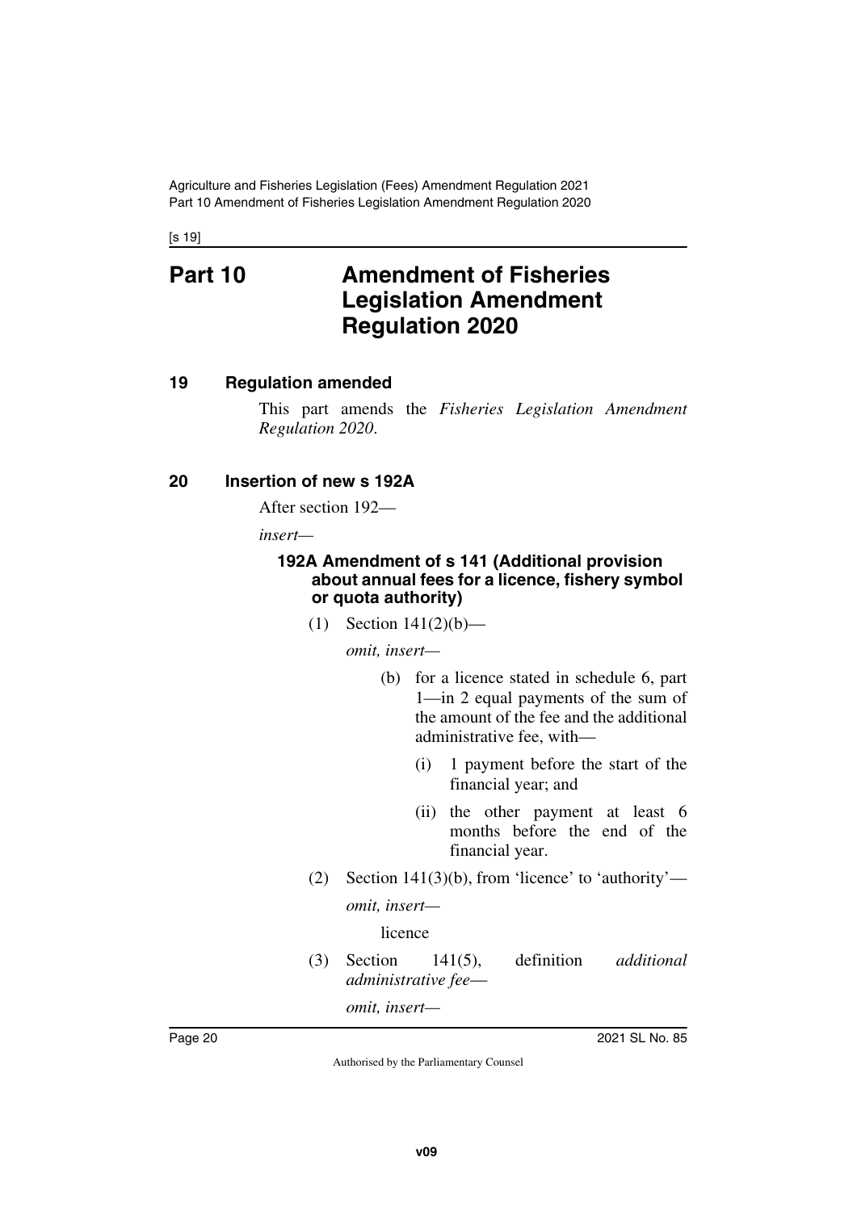# Part 10 Amendment of Fisheries Legislation Amendment Regulation 2020

## 19 Regulation amended

This part amends the *Fisheries Legislation Amendment Regulation 2020*.

## 20 Insertion of new s 192A

After section 192—

*insert—*

### 192A Amendment of s 141 (Additional provision about annual fees for a licence, fishery symbol or quota authority)

(1) Section 141(2)(b)—

*omit, insert—*

(b) for a licence stated in schedule 6, part 1—in 2 equal payments of the sum of the amount of the fee and the additional administrative fee, with—

(i) 1 payment before the start of the financial year; and

(ii) the other payment at least 6 months before the end of the financial year.

(2) Section 141(3)(b), from 'licence' to 'authority'—

*omit, insert—*

licence

(3) Section 141(5), definition *additional administrative fee*—

*omit, insert—*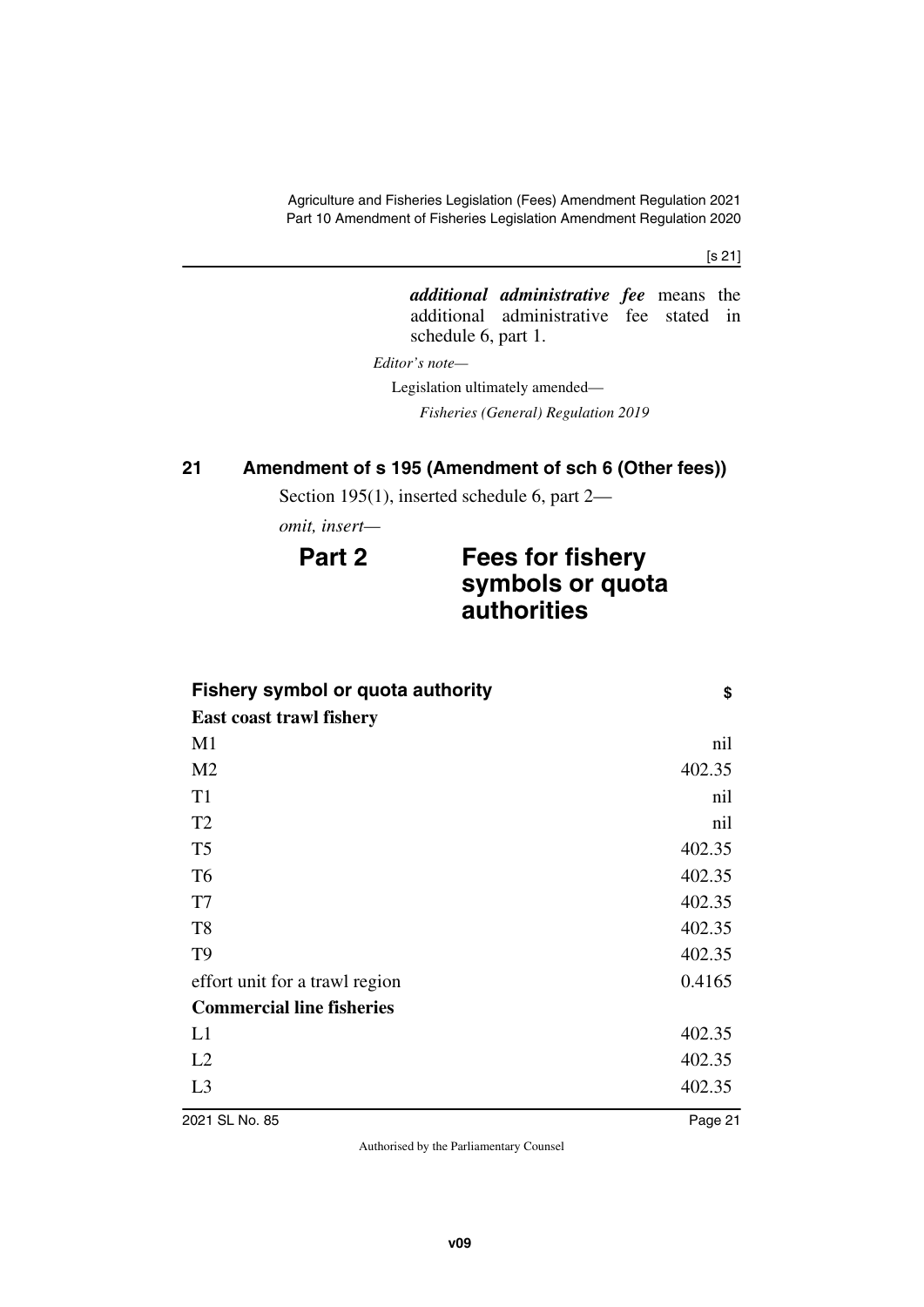***additional administrative fee*** means the additional administrative fee stated in schedule 6, part 1.

*Editor's note—*

Legislation ultimately amended—

*Fisheries (General) Regulation 2019*

## 21 Amendment of s 195 (Amendment of sch 6 (Other fees))

Section 195(1), inserted schedule 6, part 2—

*omit, insert—*

### Part 2 Fees for fishery symbols or quota authorities

| Fishery symbol or quota authority | $ |
|---|---|
| **East coast trawl fishery** | |
| M1 | nil |
| M2 | 402.35 |
| T1 | nil |
| T2 | nil |
| T5 | 402.35 |
| T6 | 402.35 |
| T7 | 402.35 |
| T8 | 402.35 |
| T9 | 402.35 |
| effort unit for a trawl region | 0.4165 |
| **Commercial line fisheries** | |
| L1 | 402.35 |
| L2 | 402.35 |
| L3 | 402.35 |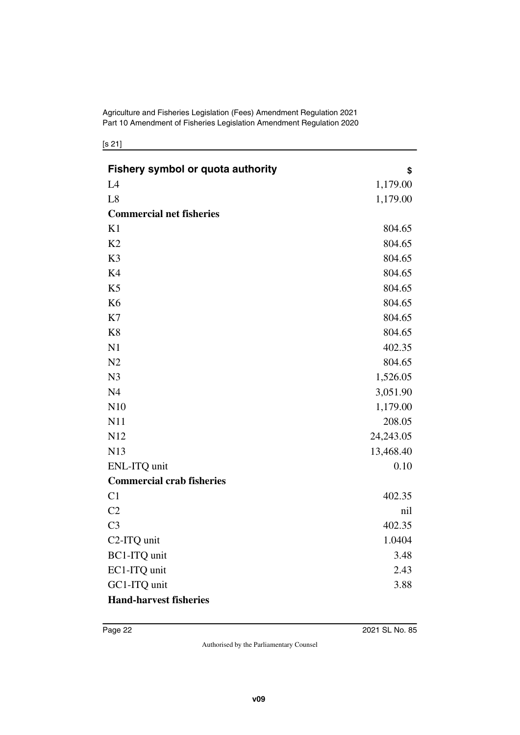| Fishery symbol or quota authority | $ |
| --- | --- |
| L4 | 1,179.00 |
| L8 | 1,179.00 |
| **Commercial net fisheries** | |
| K1 | 804.65 |
| K2 | 804.65 |
| K3 | 804.65 |
| K4 | 804.65 |
| K5 | 804.65 |
| K6 | 804.65 |
| K7 | 804.65 |
| K8 | 804.65 |
| N1 | 402.35 |
| N2 | 804.65 |
| N3 | 1,526.05 |
| N4 | 3,051.90 |
| N10 | 1,179.00 |
| N11 | 208.05 |
| N12 | 24,243.05 |
| N13 | 13,468.40 |
| ENL-ITQ unit | 0.10 |
| **Commercial crab fisheries** | |
| C1 | 402.35 |
| C2 | nil |
| C3 | 402.35 |
| C2-ITQ unit | 1.0404 |
| BC1-ITQ unit | 3.48 |
| EC1-ITQ unit | 2.43 |
| GC1-ITQ unit | 3.88 |
| **Hand-harvest fisheries** | |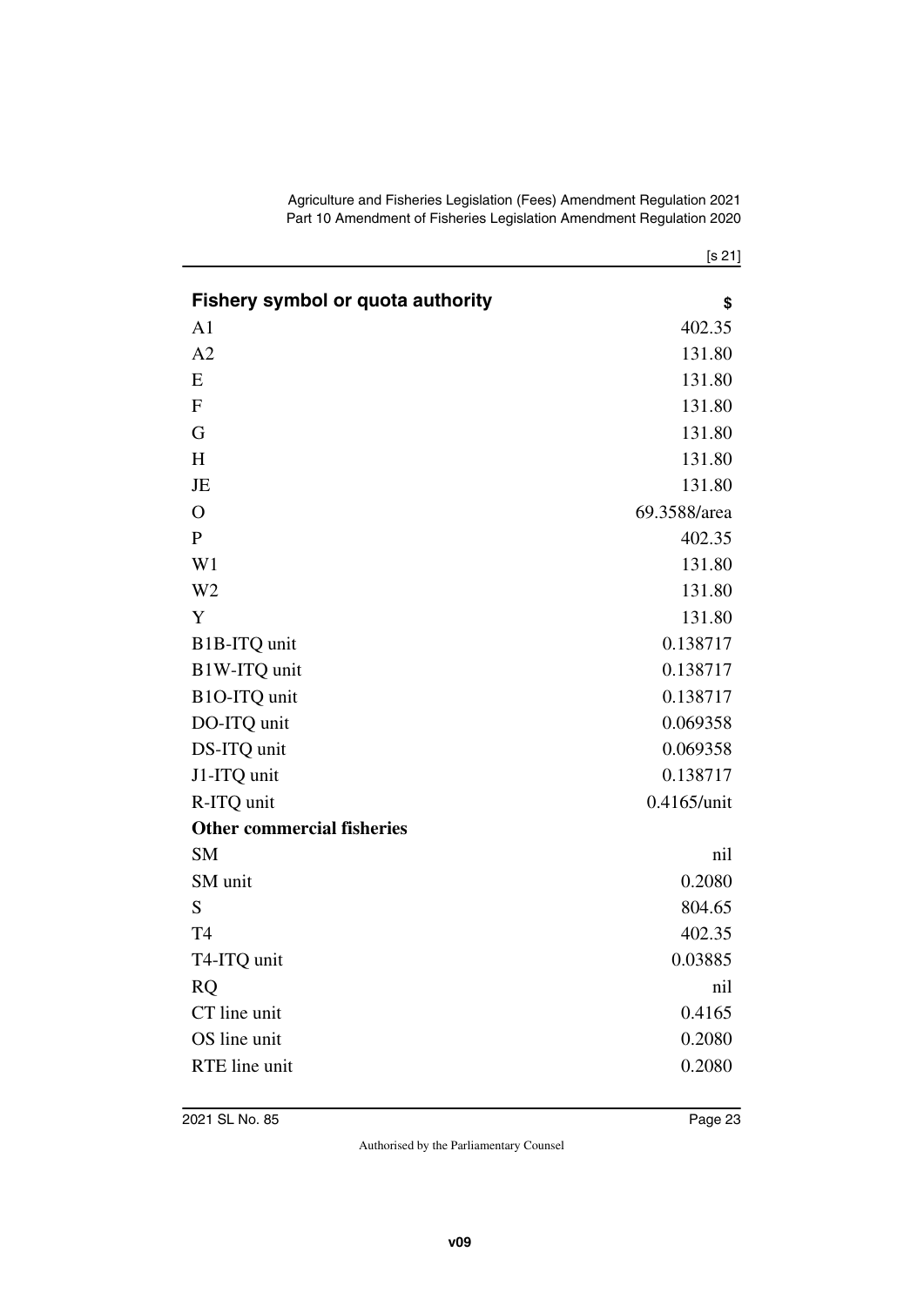| Fishery symbol or quota authority | $ |
|---|---|
| A1 | 402.35 |
| A2 | 131.80 |
| E | 131.80 |
| F | 131.80 |
| G | 131.80 |
| H | 131.80 |
| JE | 131.80 |
| O | 69.3588/area |
| P | 402.35 |
| W1 | 131.80 |
| W2 | 131.80 |
| Y | 131.80 |
| B1B-ITQ unit | 0.138717 |
| B1W-ITQ unit | 0.138717 |
| B1O-ITQ unit | 0.138717 |
| DO-ITQ unit | 0.069358 |
| DS-ITQ unit | 0.069358 |
| J1-ITQ unit | 0.138717 |
| R-ITQ unit | 0.4165/unit |
| **Other commercial fisheries** | |
| SM | nil |
| SM unit | 0.2080 |
| S | 804.65 |
| T4 | 402.35 |
| T4-ITQ unit | 0.03885 |
| RQ | nil |
| CT line unit | 0.4165 |
| OS line unit | 0.2080 |
| RTE line unit | 0.2080 |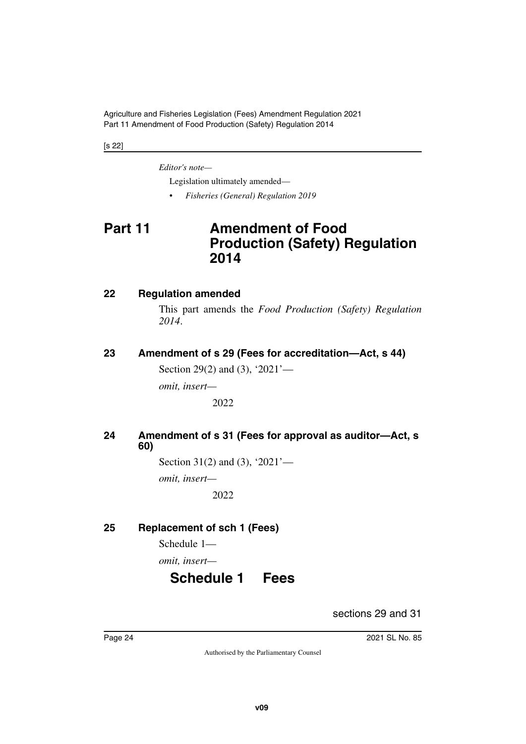*Editor's note—*

Legislation ultimately amended—

- *Fisheries (General) Regulation 2019*

# Part 11 Amendment of Food Production (Safety) Regulation 2014

## 22 Regulation amended

This part amends the *Food Production (Safety) Regulation 2014*.

## 23 Amendment of s 29 (Fees for accreditation—Act, s 44)

Section 29(2) and (3), '2021'—

*omit, insert—*

2022

## 24 Amendment of s 31 (Fees for approval as auditor—Act, s 60)

Section 31(2) and (3), '2021'—

*omit, insert—*

2022

## 25 Replacement of sch 1 (Fees)

Schedule 1—

*omit, insert—*

# Schedule 1 Fees

sections 29 and 31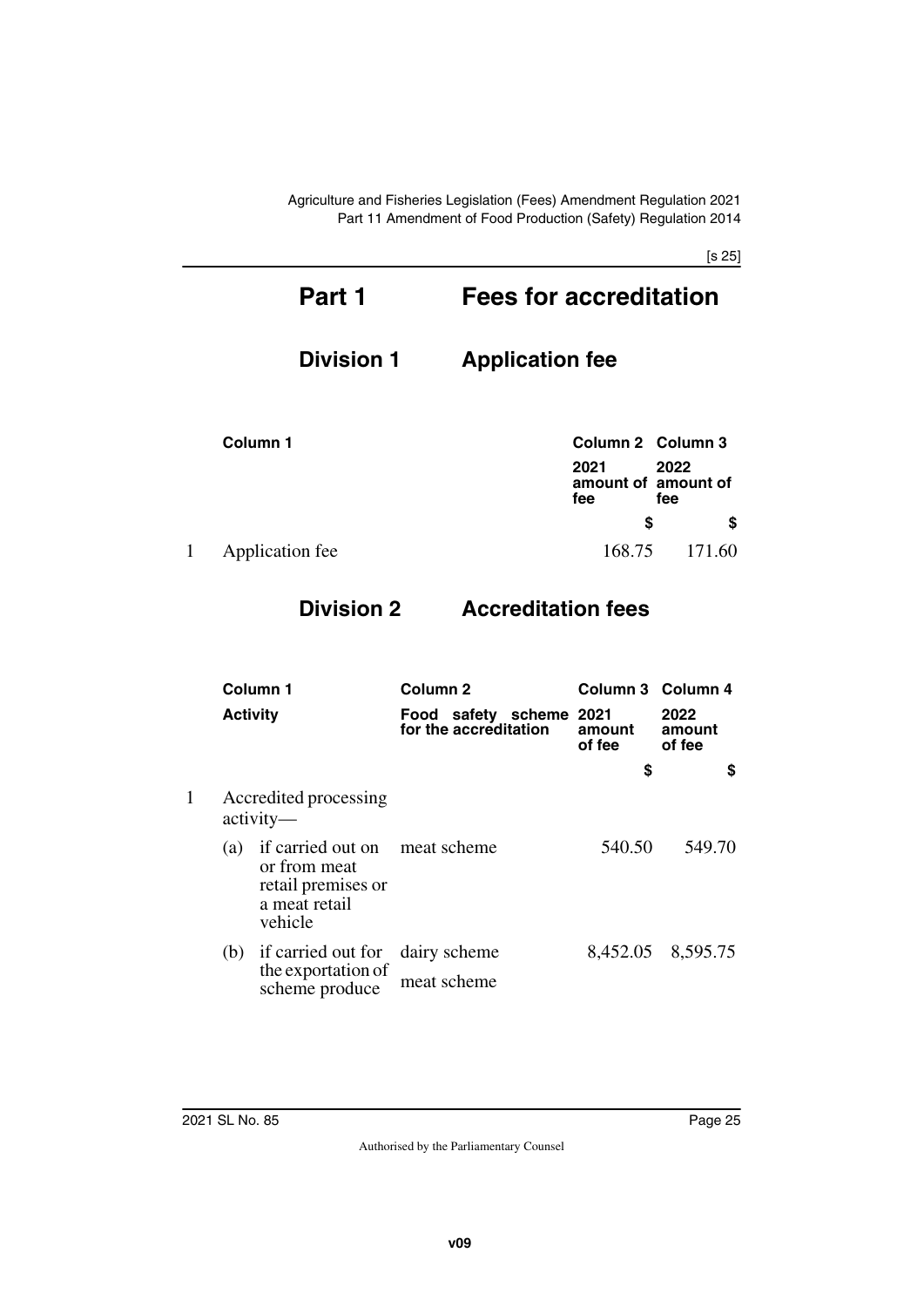# Part 1 Fees for accreditation

## Division 1 Application fee

| | Column 1 | Column 2<br>2021 amount of fee<br>$ | Column 3<br>2022 amount of fee<br>$ |
|---|---|---|---|
| 1 | Application fee | 168.75 | 171.60 |

## Division 2 Accreditation fees

| | Column 1<br>Activity | Column 2<br>Food safety scheme for the accreditation | Column 3<br>2021 amount of fee<br>$ | Column 4<br>2022 amount of fee<br>$ |
|---|---|---|---|---|
| 1 | Accredited processing activity— | | | |
| | (a) if carried out on or from meat retail premises or a meat retail vehicle | meat scheme | 540.50 | 549.70 |
| | (b) if carried out for the exportation of scheme produce | dairy scheme<br>meat scheme | 8,452.05 | 8,595.75 |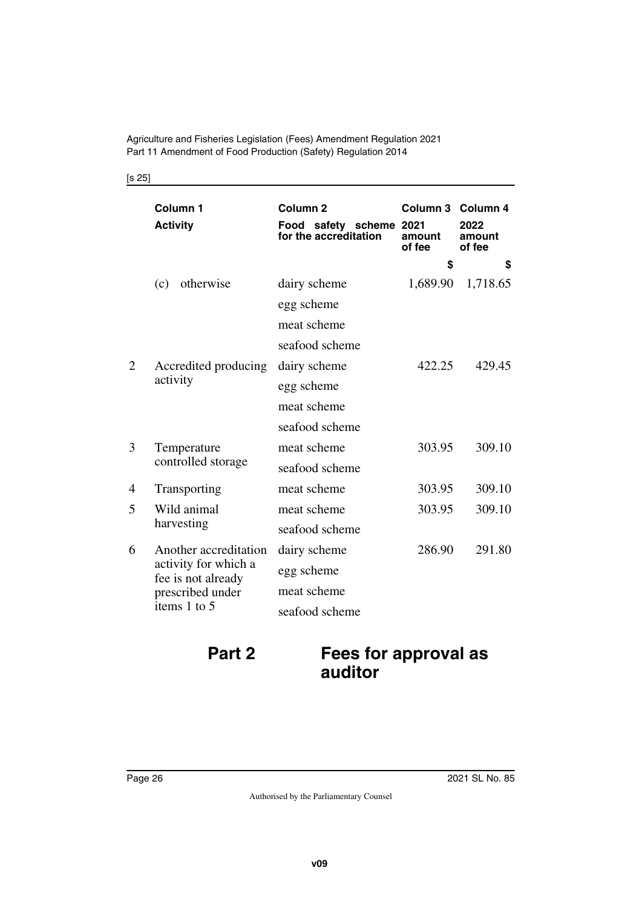| | Column 1 | Column 2 | Column 3 | Column 4 |
|---|---|---|---|---|
| | **Activity** | **Food safety scheme for the accreditation** | **2021 amount of fee** | **2022 amount of fee** |
| | | | **$** | **$** |
| | (c) otherwise | dairy scheme<br>egg scheme<br>meat scheme<br>seafood scheme | 1,689.90 | 1,718.65 |
| 2 | Accredited producing activity | dairy scheme<br>egg scheme<br>meat scheme<br>seafood scheme | 422.25 | 429.45 |
| 3 | Temperature controlled storage | meat scheme<br>seafood scheme | 303.95 | 309.10 |
| 4 | Transporting | meat scheme | 303.95 | 309.10 |
| 5 | Wild animal harvesting | meat scheme<br>seafood scheme | 303.95 | 309.10 |
| 6 | Another accreditation activity for which a fee is not already prescribed under items 1 to 5 | dairy scheme<br>egg scheme<br>meat scheme<br>seafood scheme | 286.90 | 291.80 |

## Part 2 Fees for approval as auditor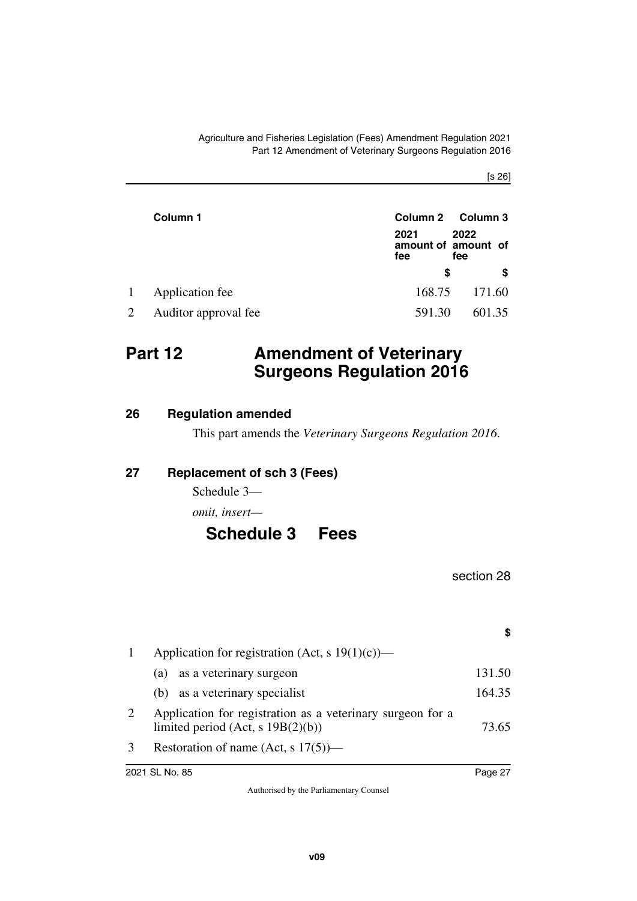| | Column 1 | Column 2 | Column 3 |
|---|---|---|---|
| | | 2021 amount of fee | 2022 amount of fee |
| | | $ | $ |
| 1 | Application fee | 168.75 | 171.60 |
| 2 | Auditor approval fee | 591.30 | 601.35 |

# Part 12 Amendment of Veterinary Surgeons Regulation 2016

## 26 Regulation amended

This part amends the *Veterinary Surgeons Regulation 2016*.

## 27 Replacement of sch 3 (Fees)

Schedule 3—

*omit, insert—*

# Schedule 3 Fees

section 28

| | | $ |
|---|---|---|
| 1 | Application for registration (Act, s 19(1)(c))— | |
| | (a) as a veterinary surgeon | 131.50 |
| | (b) as a veterinary specialist | 164.35 |
| 2 | Application for registration as a veterinary surgeon for a limited period (Act, s 19B(2)(b)) | 73.65 |
| 3 | Restoration of name (Act, s 17(5))— | |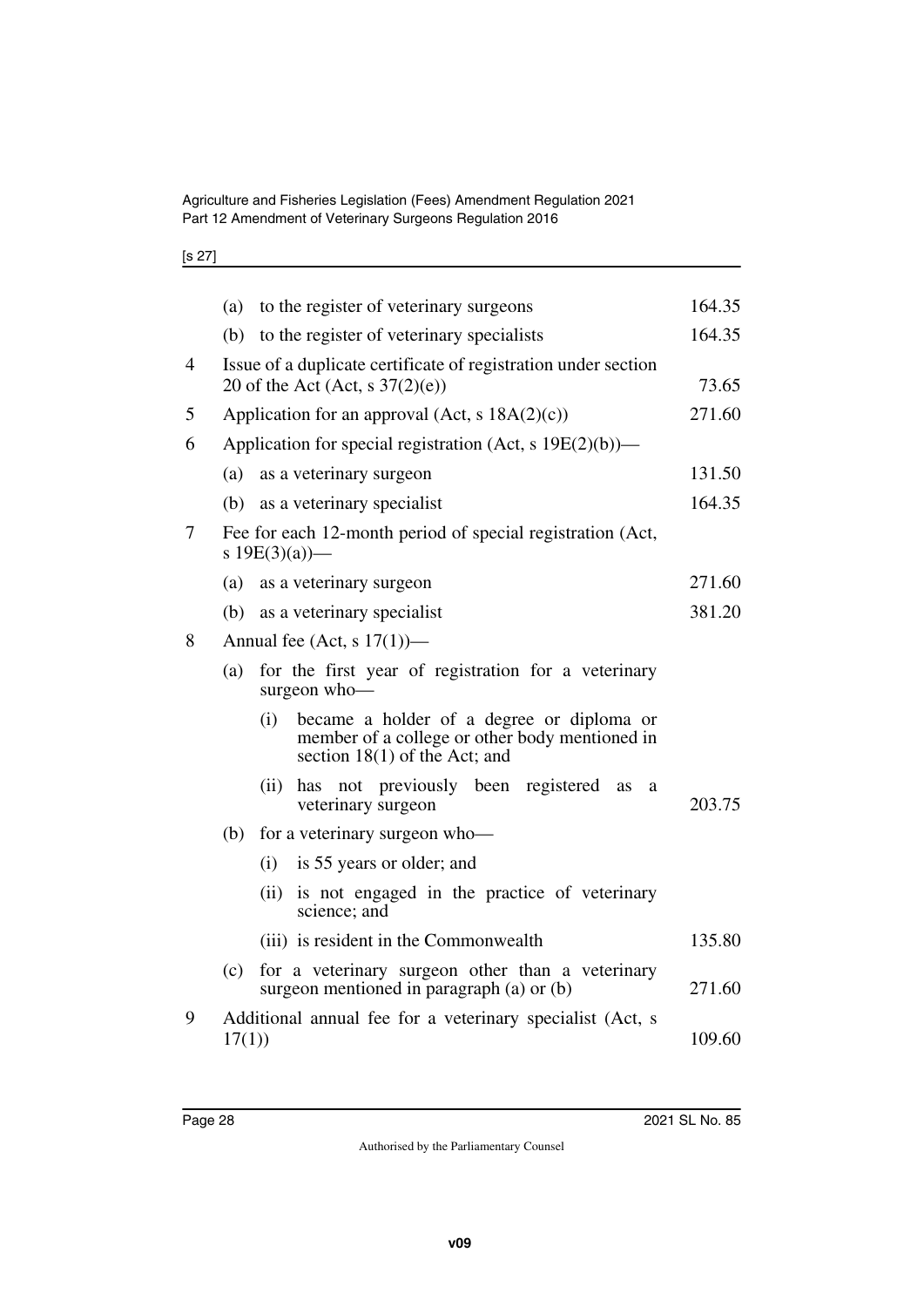| | | |
|---|---|---|
| | (a) to the register of veterinary surgeons | 164.35 |
| | (b) to the register of veterinary specialists | 164.35 |
| 4 | Issue of a duplicate certificate of registration under section 20 of the Act (Act, s 37(2)(e)) | 73.65 |
| 5 | Application for an approval (Act, s 18A(2)(c)) | 271.60 |
| 6 | Application for special registration (Act, s 19E(2)(b))— | |
| | (a) as a veterinary surgeon | 131.50 |
| | (b) as a veterinary specialist | 164.35 |
| 7 | Fee for each 12-month period of special registration (Act, s 19E(3)(a))— | |
| | (a) as a veterinary surgeon | 271.60 |
| | (b) as a veterinary specialist | 381.20 |
| 8 | Annual fee (Act, s 17(1))— | |
| | (a) for the first year of registration for a veterinary surgeon who— | |
| | (i) became a holder of a degree or diploma or member of a college or other body mentioned in section 18(1) of the Act; and | |
| | (ii) has not previously been registered as a veterinary surgeon | 203.75 |
| | (b) for a veterinary surgeon who— | |
| | (i) is 55 years or older; and | |
| | (ii) is not engaged in the practice of veterinary science; and | |
| | (iii) is resident in the Commonwealth | 135.80 |
| | (c) for a veterinary surgeon other than a veterinary surgeon mentioned in paragraph (a) or (b) | 271.60 |
| 9 | Additional annual fee for a veterinary specialist (Act, s 17(1)) | 109.60 |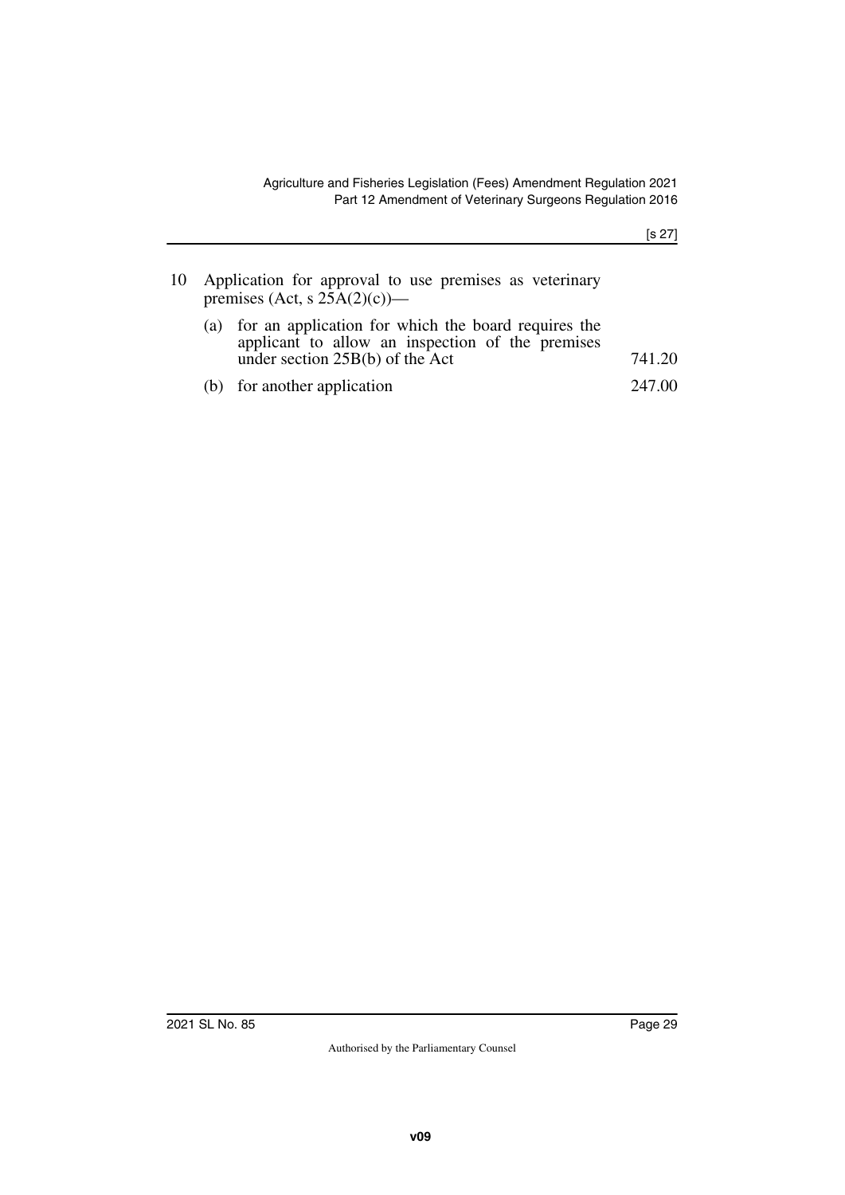| | | |
|---|---|---|
| 10 | Application for approval to use premises as veterinary premises (Act, s 25A(2)(c))— | |
| | (a) for an application for which the board requires the applicant to allow an inspection of the premises under section 25B(b) of the Act | 741.20 |
| | (b) for another application | 247.00 |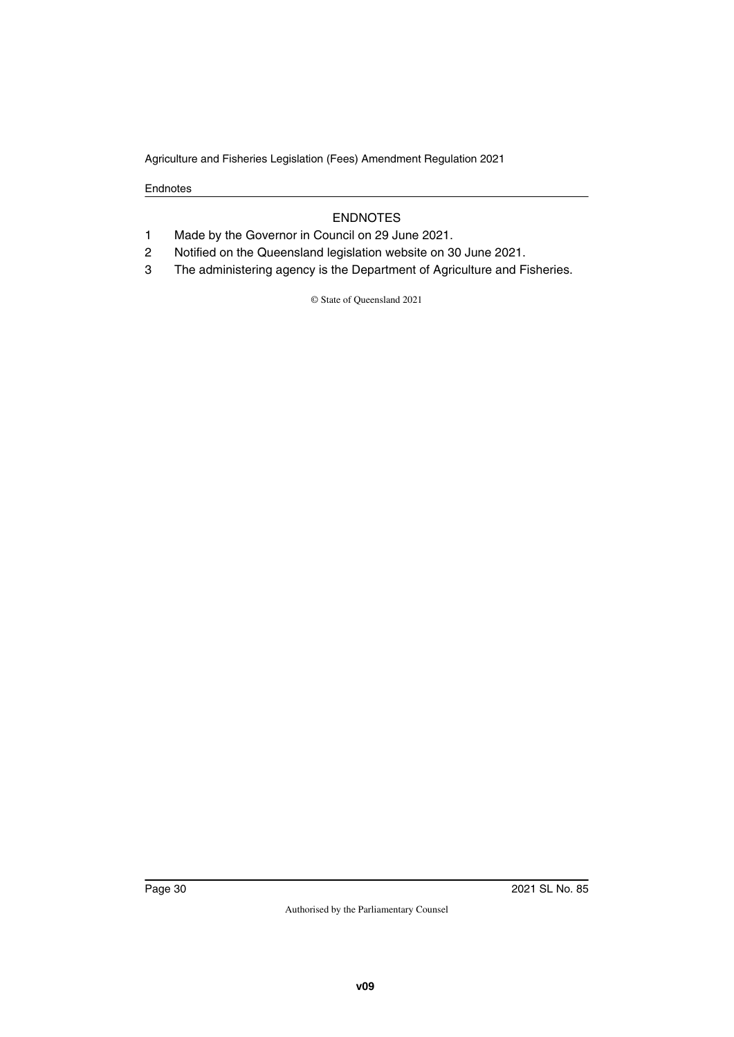## ENDNOTES

1. Made by the Governor in Council on 29 June 2021.
2. Notified on the Queensland legislation website on 30 June 2021.
3. The administering agency is the Department of Agriculture and Fisheries.

© State of Queensland 2021